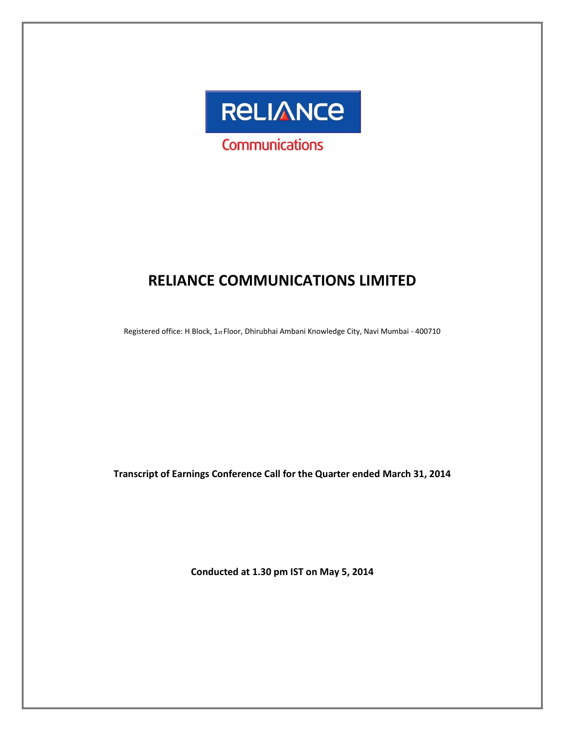RELIANCE

Communications

# RELIANCE COMMUNICATIONS LIMITED

Registered office: H Block, 1st Floor, Dhirubhai Ambani Knowledge City, Navi Mumbai - 400710

**Transcript of Earnings Conference Call for the Quarter ended March 31, 2014**

**Conducted at 1.30 pm IST on May 5, 2014**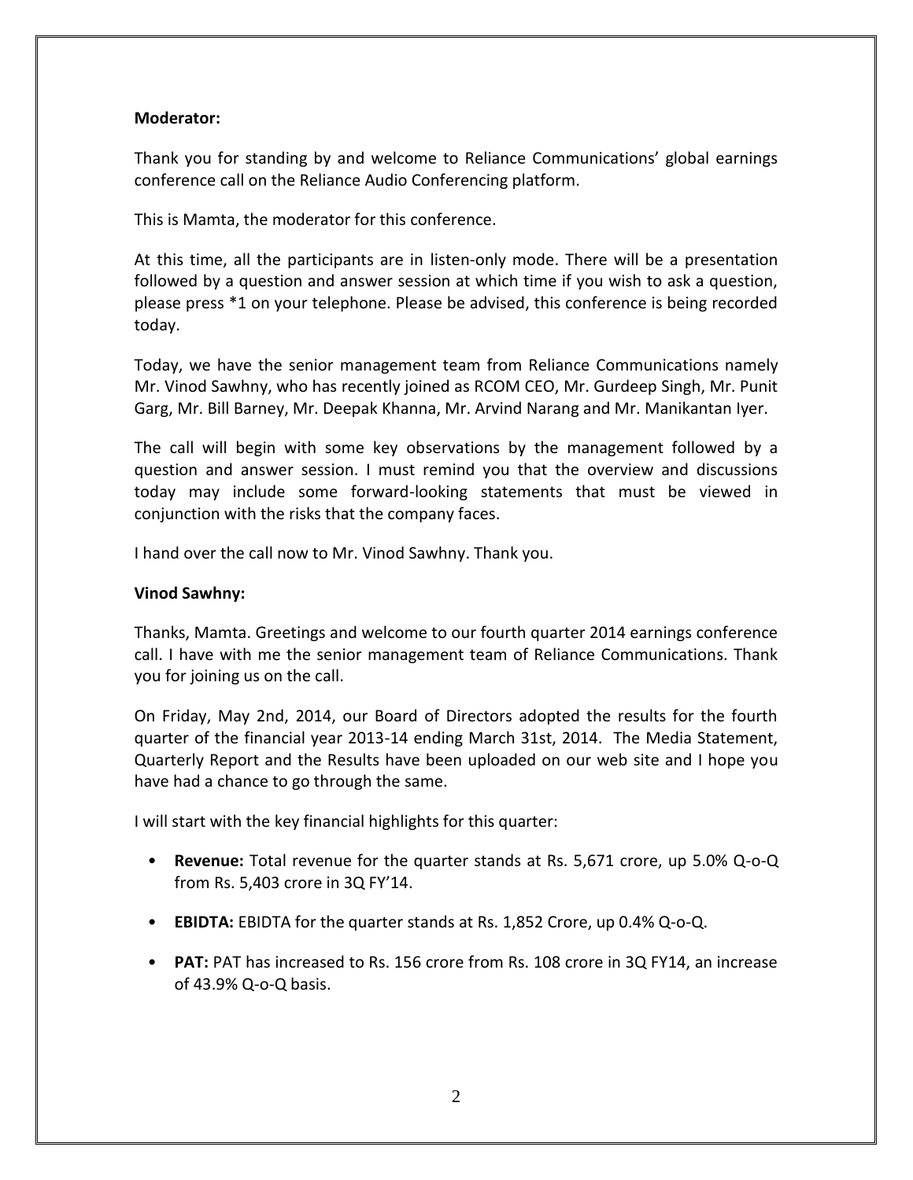**Moderator:**

Thank you for standing by and welcome to Reliance Communications' global earnings conference call on the Reliance Audio Conferencing platform.

This is Mamta, the moderator for this conference.

At this time, all the participants are in listen-only mode. There will be a presentation followed by a question and answer session at which time if you wish to ask a question, please press *1 on your telephone. Please be advised, this conference is being recorded today.

Today, we have the senior management team from Reliance Communications namely Mr. Vinod Sawhny, who has recently joined as RCOM CEO, Mr. Gurdeep Singh, Mr. Punit Garg, Mr. Bill Barney, Mr. Deepak Khanna, Mr. Arvind Narang and Mr. Manikantan Iyer.

The call will begin with some key observations by the management followed by a question and answer session. I must remind you that the overview and discussions today may include some forward-looking statements that must be viewed in conjunction with the risks that the company faces.

I hand over the call now to Mr. Vinod Sawhny. Thank you.

**Vinod Sawhny:**

Thanks, Mamta. Greetings and welcome to our fourth quarter 2014 earnings conference call. I have with me the senior management team of Reliance Communications. Thank you for joining us on the call.

On Friday, May 2nd, 2014, our Board of Directors adopted the results for the fourth quarter of the financial year 2013-14 ending March 31st, 2014. The Media Statement, Quarterly Report and the Results have been uploaded on our web site and I hope you have had a chance to go through the same.

I will start with the key financial highlights for this quarter:

- **Revenue:** Total revenue for the quarter stands at Rs. 5,671 crore, up 5.0% Q-o-Q from Rs. 5,403 crore in 3Q FY'14.
- **EBIDTA:** EBIDTA for the quarter stands at Rs. 1,852 Crore, up 0.4% Q-o-Q.
- **PAT:** PAT has increased to Rs. 156 crore from Rs. 108 crore in 3Q FY14, an increase of 43.9% Q-o-Q basis.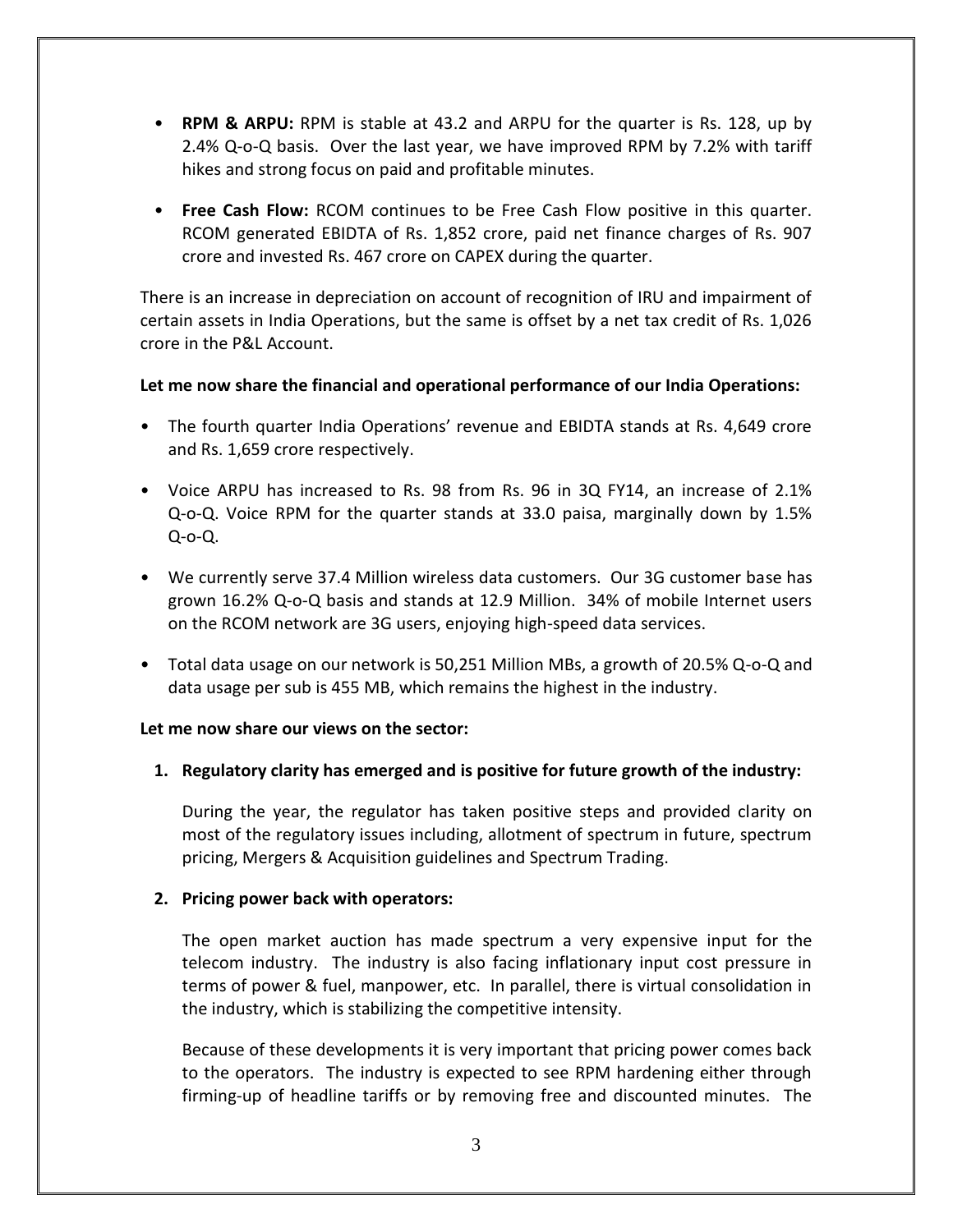- **RPM & ARPU:** RPM is stable at 43.2 and ARPU for the quarter is Rs. 128, up by 2.4% Q-o-Q basis. Over the last year, we have improved RPM by 7.2% with tariff hikes and strong focus on paid and profitable minutes.

- **Free Cash Flow:** RCOM continues to be Free Cash Flow positive in this quarter. RCOM generated EBIDTA of Rs. 1,852 crore, paid net finance charges of Rs. 907 crore and invested Rs. 467 crore on CAPEX during the quarter.

There is an increase in depreciation on account of recognition of IRU and impairment of certain assets in India Operations, but the same is offset by a net tax credit of Rs. 1,026 crore in the P&L Account.

**Let me now share the financial and operational performance of our India Operations:**

- The fourth quarter India Operations' revenue and EBIDTA stands at Rs. 4,649 crore and Rs. 1,659 crore respectively.

- Voice ARPU has increased to Rs. 98 from Rs. 96 in 3Q FY14, an increase of 2.1% Q-o-Q. Voice RPM for the quarter stands at 33.0 paisa, marginally down by 1.5% Q-o-Q.

- We currently serve 37.4 Million wireless data customers. Our 3G customer base has grown 16.2% Q-o-Q basis and stands at 12.9 Million. 34% of mobile Internet users on the RCOM network are 3G users, enjoying high-speed data services.

- Total data usage on our network is 50,251 Million MBs, a growth of 20.5% Q-o-Q and data usage per sub is 455 MB, which remains the highest in the industry.

**Let me now share our views on the sector:**

1. **Regulatory clarity has emerged and is positive for future growth of the industry:**

   During the year, the regulator has taken positive steps and provided clarity on most of the regulatory issues including, allotment of spectrum in future, spectrum pricing, Mergers & Acquisition guidelines and Spectrum Trading.

2. **Pricing power back with operators:**

   The open market auction has made spectrum a very expensive input for the telecom industry. The industry is also facing inflationary input cost pressure in terms of power & fuel, manpower, etc. In parallel, there is virtual consolidation in the industry, which is stabilizing the competitive intensity.

   Because of these developments it is very important that pricing power comes back to the operators. The industry is expected to see RPM hardening either through firming-up of headline tariffs or by removing free and discounted minutes. The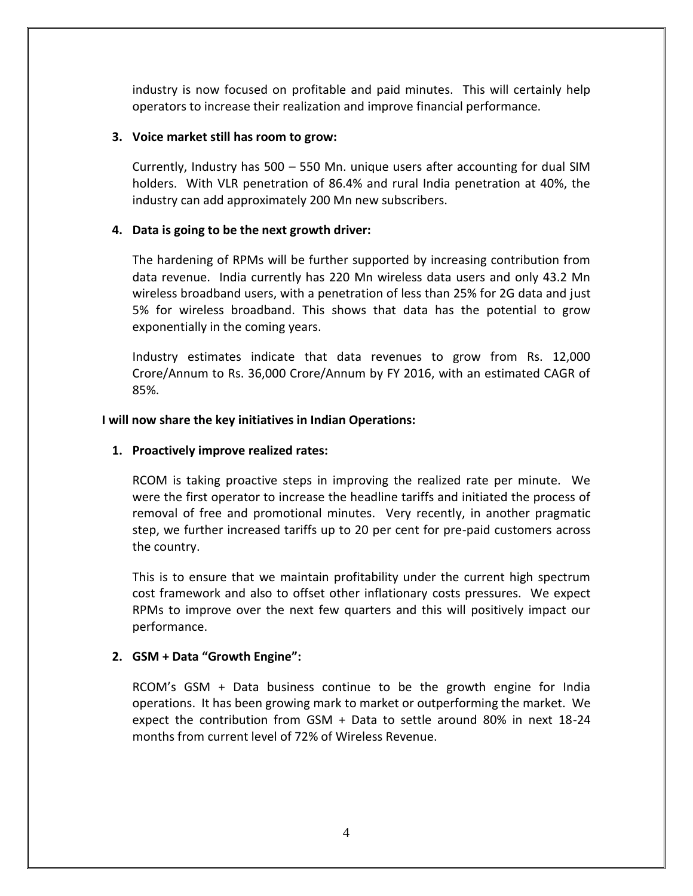industry is now focused on profitable and paid minutes. This will certainly help operators to increase their realization and improve financial performance.

3. **Voice market still has room to grow:**

   Currently, Industry has 500 – 550 Mn. unique users after accounting for dual SIM holders. With VLR penetration of 86.4% and rural India penetration at 40%, the industry can add approximately 200 Mn new subscribers.

4. **Data is going to be the next growth driver:**

   The hardening of RPMs will be further supported by increasing contribution from data revenue. India currently has 220 Mn wireless data users and only 43.2 Mn wireless broadband users, with a penetration of less than 25% for 2G data and just 5% for wireless broadband. This shows that data has the potential to grow exponentially in the coming years.

   Industry estimates indicate that data revenues to grow from Rs. 12,000 Crore/Annum to Rs. 36,000 Crore/Annum by FY 2016, with an estimated CAGR of 85%.

**I will now share the key initiatives in Indian Operations:**

1. **Proactively improve realized rates:**

   RCOM is taking proactive steps in improving the realized rate per minute. We were the first operator to increase the headline tariffs and initiated the process of removal of free and promotional minutes. Very recently, in another pragmatic step, we further increased tariffs up to 20 per cent for pre-paid customers across the country.

   This is to ensure that we maintain profitability under the current high spectrum cost framework and also to offset other inflationary costs pressures. We expect RPMs to improve over the next few quarters and this will positively impact our performance.

2. **GSM + Data "Growth Engine":**

   RCOM's GSM + Data business continue to be the growth engine for India operations. It has been growing mark to market or outperforming the market. We expect the contribution from GSM + Data to settle around 80% in next 18-24 months from current level of 72% of Wireless Revenue.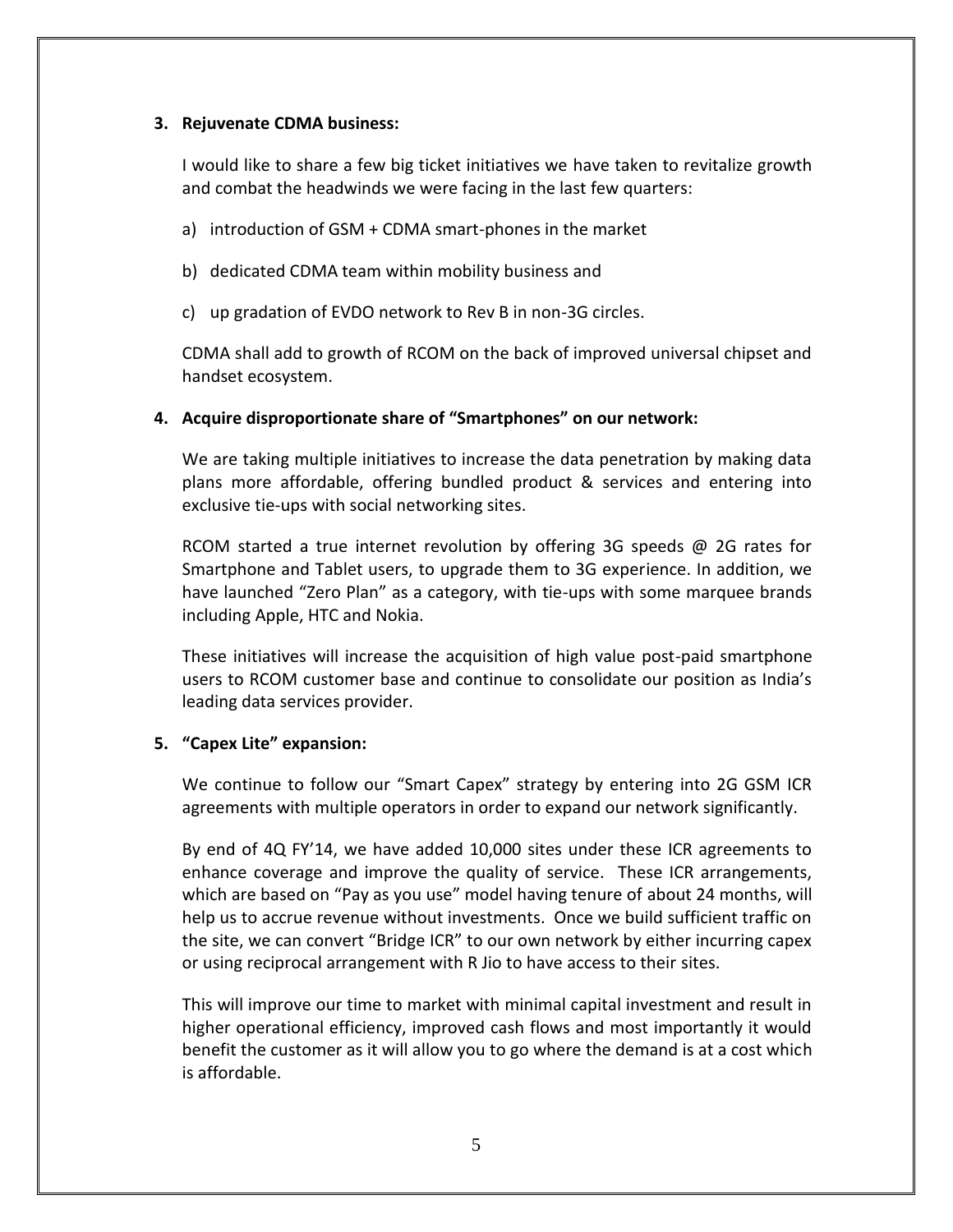**3. Rejuvenate CDMA business:**

I would like to share a few big ticket initiatives we have taken to revitalize growth and combat the headwinds we were facing in the last few quarters:

a) introduction of GSM + CDMA smart-phones in the market

b) dedicated CDMA team within mobility business and

c) up gradation of EVDO network to Rev B in non-3G circles.

CDMA shall add to growth of RCOM on the back of improved universal chipset and handset ecosystem.

**4. Acquire disproportionate share of "Smartphones" on our network:**

We are taking multiple initiatives to increase the data penetration by making data plans more affordable, offering bundled product & services and entering into exclusive tie-ups with social networking sites.

RCOM started a true internet revolution by offering 3G speeds @ 2G rates for Smartphone and Tablet users, to upgrade them to 3G experience. In addition, we have launched "Zero Plan" as a category, with tie-ups with some marquee brands including Apple, HTC and Nokia.

These initiatives will increase the acquisition of high value post-paid smartphone users to RCOM customer base and continue to consolidate our position as India's leading data services provider.

**5. "Capex Lite" expansion:**

We continue to follow our "Smart Capex" strategy by entering into 2G GSM ICR agreements with multiple operators in order to expand our network significantly.

By end of 4Q FY'14, we have added 10,000 sites under these ICR agreements to enhance coverage and improve the quality of service. These ICR arrangements, which are based on "Pay as you use" model having tenure of about 24 months, will help us to accrue revenue without investments. Once we build sufficient traffic on the site, we can convert "Bridge ICR" to our own network by either incurring capex or using reciprocal arrangement with R Jio to have access to their sites.

This will improve our time to market with minimal capital investment and result in higher operational efficiency, improved cash flows and most importantly it would benefit the customer as it will allow you to go where the demand is at a cost which is affordable.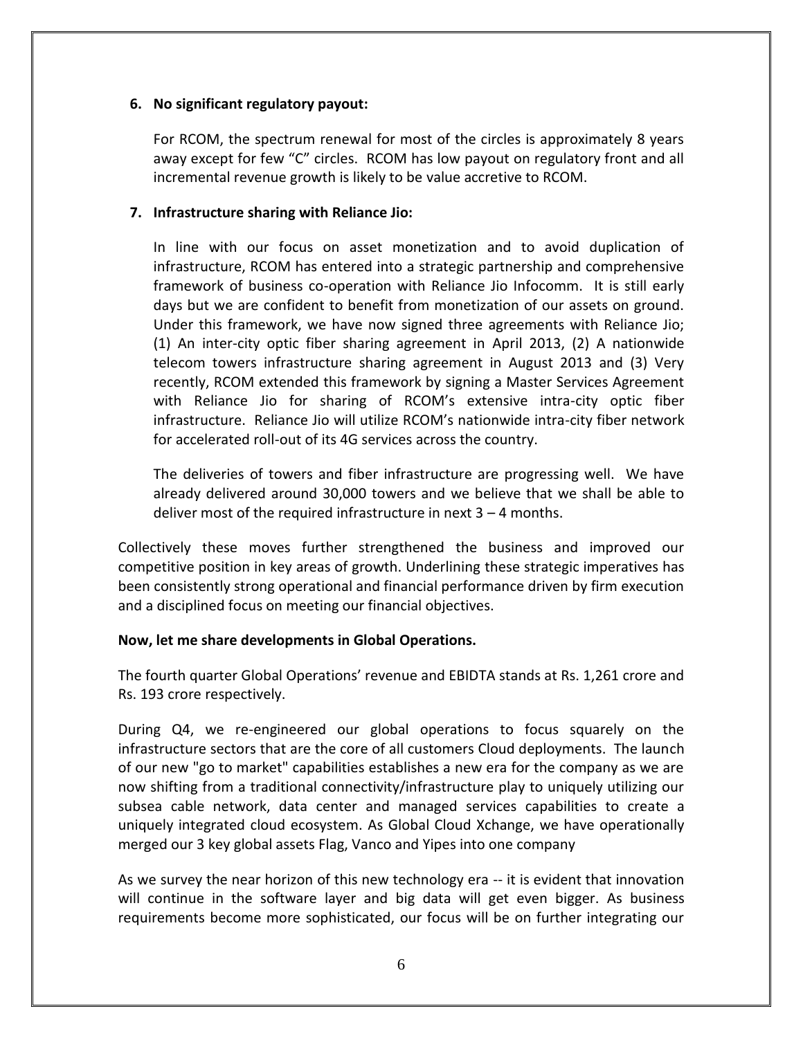6. **No significant regulatory payout:**

   For RCOM, the spectrum renewal for most of the circles is approximately 8 years away except for few "C" circles. RCOM has low payout on regulatory front and all incremental revenue growth is likely to be value accretive to RCOM.

7. **Infrastructure sharing with Reliance Jio:**

   In line with our focus on asset monetization and to avoid duplication of infrastructure, RCOM has entered into a strategic partnership and comprehensive framework of business co-operation with Reliance Jio Infocomm. It is still early days but we are confident to benefit from monetization of our assets on ground. Under this framework, we have now signed three agreements with Reliance Jio; (1) An inter-city optic fiber sharing agreement in April 2013, (2) A nationwide telecom towers infrastructure sharing agreement in August 2013 and (3) Very recently, RCOM extended this framework by signing a Master Services Agreement with Reliance Jio for sharing of RCOM's extensive intra-city optic fiber infrastructure. Reliance Jio will utilize RCOM's nationwide intra-city fiber network for accelerated roll-out of its 4G services across the country.

   The deliveries of towers and fiber infrastructure are progressing well. We have already delivered around 30,000 towers and we believe that we shall be able to deliver most of the required infrastructure in next 3 – 4 months.

Collectively these moves further strengthened the business and improved our competitive position in key areas of growth. Underlining these strategic imperatives has been consistently strong operational and financial performance driven by firm execution and a disciplined focus on meeting our financial objectives.

**Now, let me share developments in Global Operations.**

The fourth quarter Global Operations' revenue and EBIDTA stands at Rs. 1,261 crore and Rs. 193 crore respectively.

During Q4, we re-engineered our global operations to focus squarely on the infrastructure sectors that are the core of all customers Cloud deployments. The launch of our new "go to market" capabilities establishes a new era for the company as we are now shifting from a traditional connectivity/infrastructure play to uniquely utilizing our subsea cable network, data center and managed services capabilities to create a uniquely integrated cloud ecosystem. As Global Cloud Xchange, we have operationally merged our 3 key global assets Flag, Vanco and Yipes into one company

As we survey the near horizon of this new technology era -- it is evident that innovation will continue in the software layer and big data will get even bigger. As business requirements become more sophisticated, our focus will be on further integrating our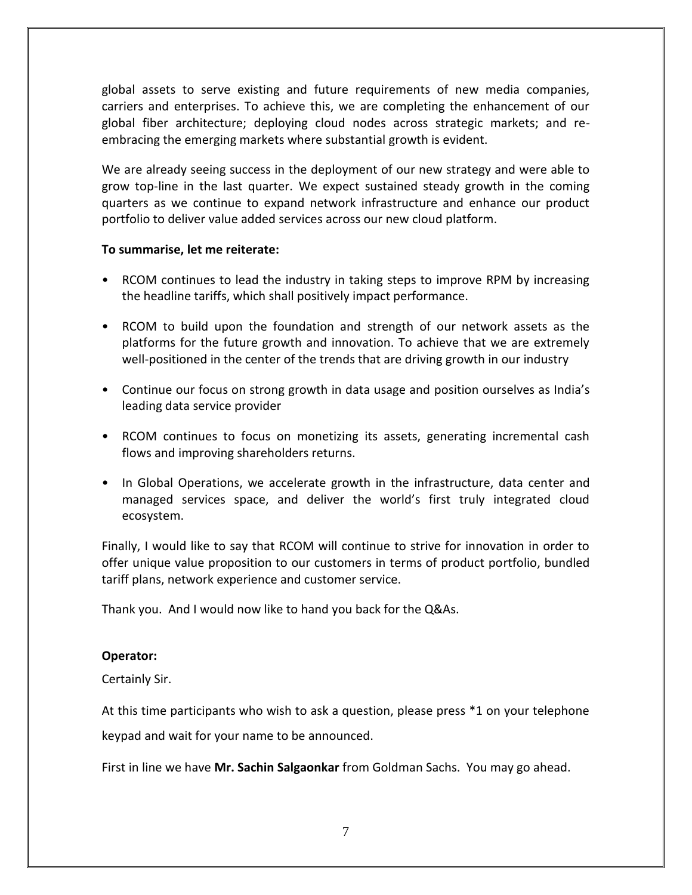global assets to serve existing and future requirements of new media companies, carriers and enterprises. To achieve this, we are completing the enhancement of our global fiber architecture; deploying cloud nodes across strategic markets; and re-embracing the emerging markets where substantial growth is evident.

We are already seeing success in the deployment of our new strategy and were able to grow top-line in the last quarter. We expect sustained steady growth in the coming quarters as we continue to expand network infrastructure and enhance our product portfolio to deliver value added services across our new cloud platform.

**To summarise, let me reiterate:**

- RCOM continues to lead the industry in taking steps to improve RPM by increasing the headline tariffs, which shall positively impact performance.
- RCOM to build upon the foundation and strength of our network assets as the platforms for the future growth and innovation. To achieve that we are extremely well-positioned in the center of the trends that are driving growth in our industry
- Continue our focus on strong growth in data usage and position ourselves as India's leading data service provider
- RCOM continues to focus on monetizing its assets, generating incremental cash flows and improving shareholders returns.
- In Global Operations, we accelerate growth in the infrastructure, data center and managed services space, and deliver the world's first truly integrated cloud ecosystem.

Finally, I would like to say that RCOM will continue to strive for innovation in order to offer unique value proposition to our customers in terms of product portfolio, bundled tariff plans, network experience and customer service.

Thank you. And I would now like to hand you back for the Q&As.

**Operator:**

Certainly Sir.

At this time participants who wish to ask a question, please press *1 on your telephone keypad and wait for your name to be announced.

First in line we have **Mr. Sachin Salgaonkar** from Goldman Sachs. You may go ahead.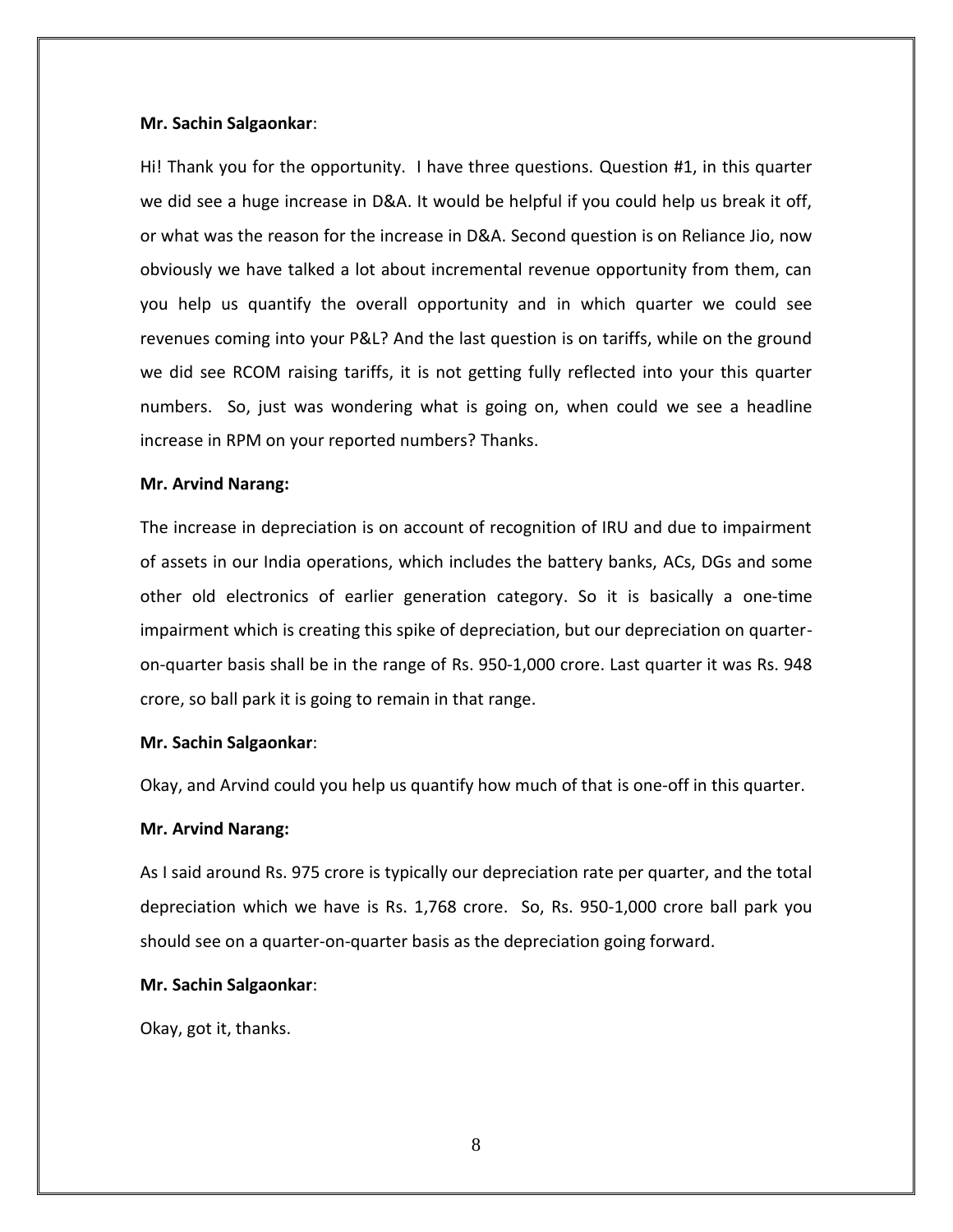**Mr. Sachin Salgaonkar**:

Hi! Thank you for the opportunity. I have three questions. Question #1, in this quarter we did see a huge increase in D&A. It would be helpful if you could help us break it off, or what was the reason for the increase in D&A. Second question is on Reliance Jio, now obviously we have talked a lot about incremental revenue opportunity from them, can you help us quantify the overall opportunity and in which quarter we could see revenues coming into your P&L? And the last question is on tariffs, while on the ground we did see RCOM raising tariffs, it is not getting fully reflected into your this quarter numbers. So, just was wondering what is going on, when could we see a headline increase in RPM on your reported numbers? Thanks.

**Mr. Arvind Narang:**

The increase in depreciation is on account of recognition of IRU and due to impairment of assets in our India operations, which includes the battery banks, ACs, DGs and some other old electronics of earlier generation category. So it is basically a one-time impairment which is creating this spike of depreciation, but our depreciation on quarter-on-quarter basis shall be in the range of Rs. 950-1,000 crore. Last quarter it was Rs. 948 crore, so ball park it is going to remain in that range.

**Mr. Sachin Salgaonkar**:

Okay, and Arvind could you help us quantify how much of that is one-off in this quarter.

**Mr. Arvind Narang:**

As I said around Rs. 975 crore is typically our depreciation rate per quarter, and the total depreciation which we have is Rs. 1,768 crore. So, Rs. 950-1,000 crore ball park you should see on a quarter-on-quarter basis as the depreciation going forward.

**Mr. Sachin Salgaonkar**:

Okay, got it, thanks.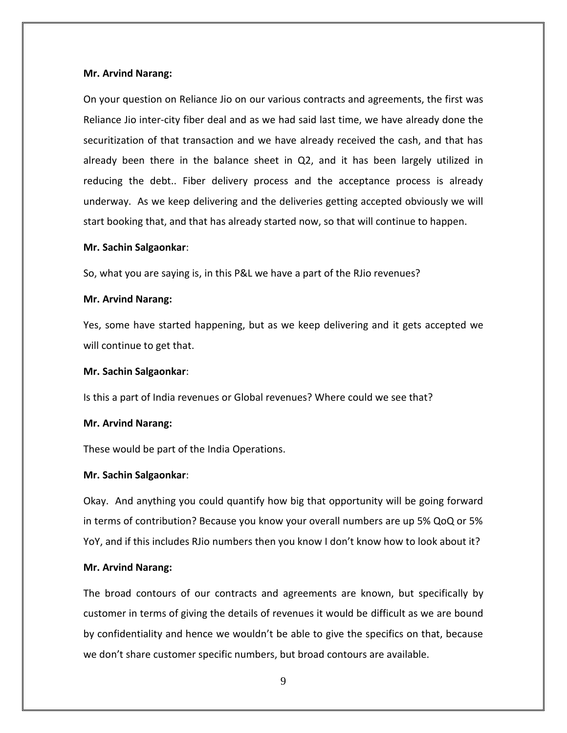**Mr. Arvind Narang:**

On your question on Reliance Jio on our various contracts and agreements, the first was Reliance Jio inter-city fiber deal and as we had said last time, we have already done the securitization of that transaction and we have already received the cash, and that has already been there in the balance sheet in Q2, and it has been largely utilized in reducing the debt.. Fiber delivery process and the acceptance process is already underway. As we keep delivering and the deliveries getting accepted obviously we will start booking that, and that has already started now, so that will continue to happen.

**Mr. Sachin Salgaonkar**:

So, what you are saying is, in this P&L we have a part of the RJio revenues?

**Mr. Arvind Narang:**

Yes, some have started happening, but as we keep delivering and it gets accepted we will continue to get that.

**Mr. Sachin Salgaonkar**:

Is this a part of India revenues or Global revenues? Where could we see that?

**Mr. Arvind Narang:**

These would be part of the India Operations.

**Mr. Sachin Salgaonkar**:

Okay. And anything you could quantify how big that opportunity will be going forward in terms of contribution? Because you know your overall numbers are up 5% QoQ or 5% YoY, and if this includes RJio numbers then you know I don't know how to look about it?

**Mr. Arvind Narang:**

The broad contours of our contracts and agreements are known, but specifically by customer in terms of giving the details of revenues it would be difficult as we are bound by confidentiality and hence we wouldn't be able to give the specifics on that, because we don't share customer specific numbers, but broad contours are available.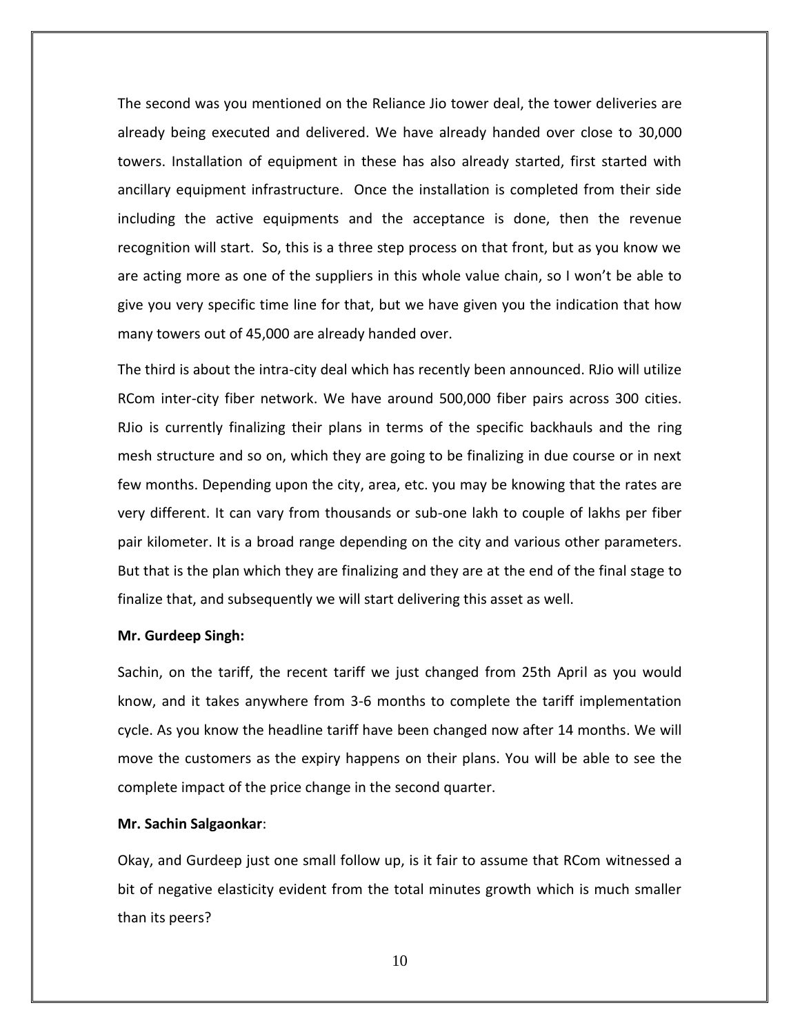The second was you mentioned on the Reliance Jio tower deal, the tower deliveries are already being executed and delivered. We have already handed over close to 30,000 towers. Installation of equipment in these has also already started, first started with ancillary equipment infrastructure. Once the installation is completed from their side including the active equipments and the acceptance is done, then the revenue recognition will start. So, this is a three step process on that front, but as you know we are acting more as one of the suppliers in this whole value chain, so I won't be able to give you very specific time line for that, but we have given you the indication that how many towers out of 45,000 are already handed over.

The third is about the intra-city deal which has recently been announced. RJio will utilize RCom inter-city fiber network. We have around 500,000 fiber pairs across 300 cities. RJio is currently finalizing their plans in terms of the specific backhauls and the ring mesh structure and so on, which they are going to be finalizing in due course or in next few months. Depending upon the city, area, etc. you may be knowing that the rates are very different. It can vary from thousands or sub-one lakh to couple of lakhs per fiber pair kilometer. It is a broad range depending on the city and various other parameters. But that is the plan which they are finalizing and they are at the end of the final stage to finalize that, and subsequently we will start delivering this asset as well.

**Mr. Gurdeep Singh:**

Sachin, on the tariff, the recent tariff we just changed from 25th April as you would know, and it takes anywhere from 3-6 months to complete the tariff implementation cycle. As you know the headline tariff have been changed now after 14 months. We will move the customers as the expiry happens on their plans. You will be able to see the complete impact of the price change in the second quarter.

**Mr. Sachin Salgaonkar**:

Okay, and Gurdeep just one small follow up, is it fair to assume that RCom witnessed a bit of negative elasticity evident from the total minutes growth which is much smaller than its peers?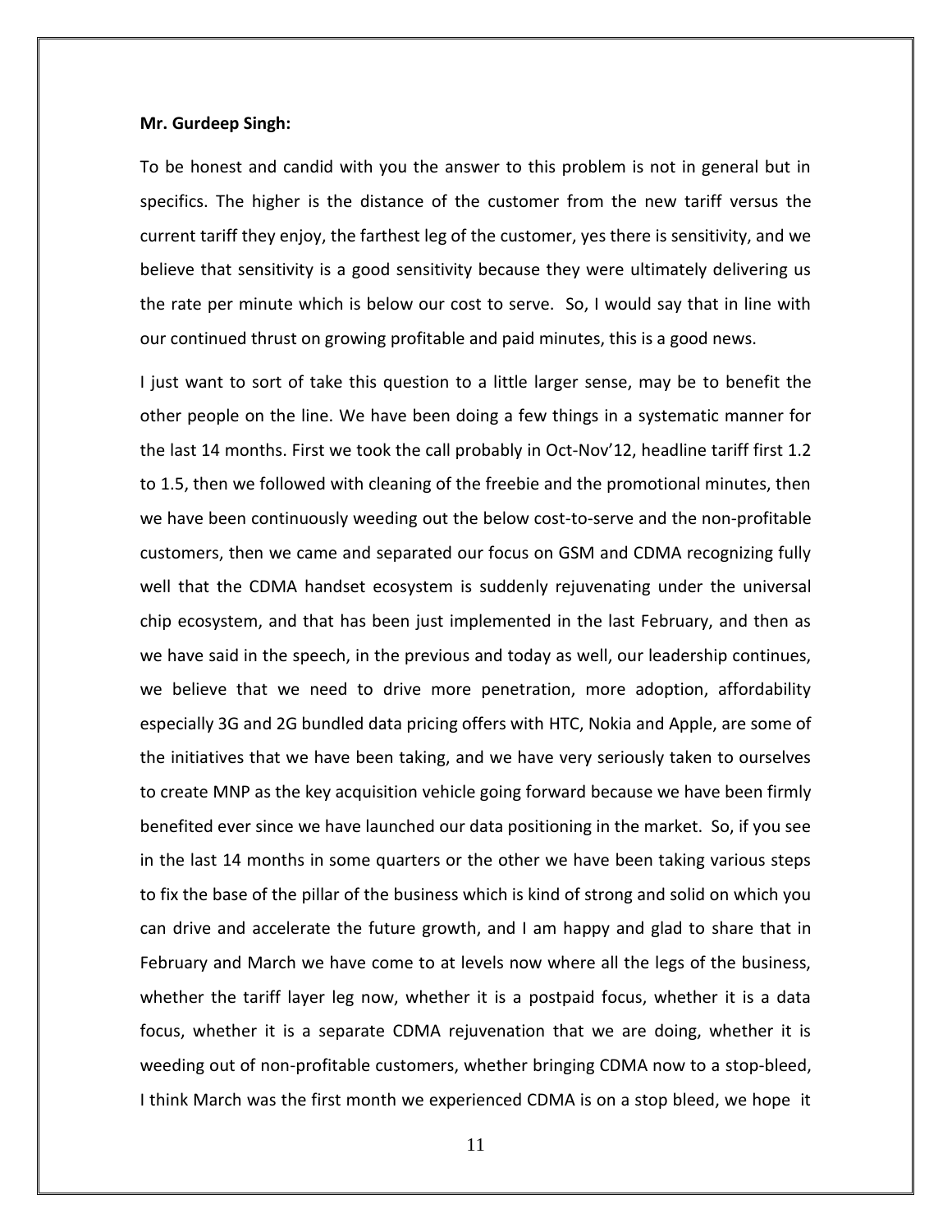**Mr. Gurdeep Singh:**

To be honest and candid with you the answer to this problem is not in general but in specifics. The higher is the distance of the customer from the new tariff versus the current tariff they enjoy, the farthest leg of the customer, yes there is sensitivity, and we believe that sensitivity is a good sensitivity because they were ultimately delivering us the rate per minute which is below our cost to serve. So, I would say that in line with our continued thrust on growing profitable and paid minutes, this is a good news.

I just want to sort of take this question to a little larger sense, may be to benefit the other people on the line. We have been doing a few things in a systematic manner for the last 14 months. First we took the call probably in Oct-Nov'12, headline tariff first 1.2 to 1.5, then we followed with cleaning of the freebie and the promotional minutes, then we have been continuously weeding out the below cost-to-serve and the non-profitable customers, then we came and separated our focus on GSM and CDMA recognizing fully well that the CDMA handset ecosystem is suddenly rejuvenating under the universal chip ecosystem, and that has been just implemented in the last February, and then as we have said in the speech, in the previous and today as well, our leadership continues, we believe that we need to drive more penetration, more adoption, affordability especially 3G and 2G bundled data pricing offers with HTC, Nokia and Apple, are some of the initiatives that we have been taking, and we have very seriously taken to ourselves to create MNP as the key acquisition vehicle going forward because we have been firmly benefited ever since we have launched our data positioning in the market. So, if you see in the last 14 months in some quarters or the other we have been taking various steps to fix the base of the pillar of the business which is kind of strong and solid on which you can drive and accelerate the future growth, and I am happy and glad to share that in February and March we have come to at levels now where all the legs of the business, whether the tariff layer leg now, whether it is a postpaid focus, whether it is a data focus, whether it is a separate CDMA rejuvenation that we are doing, whether it is weeding out of non-profitable customers, whether bringing CDMA now to a stop-bleed, I think March was the first month we experienced CDMA is on a stop bleed, we hope it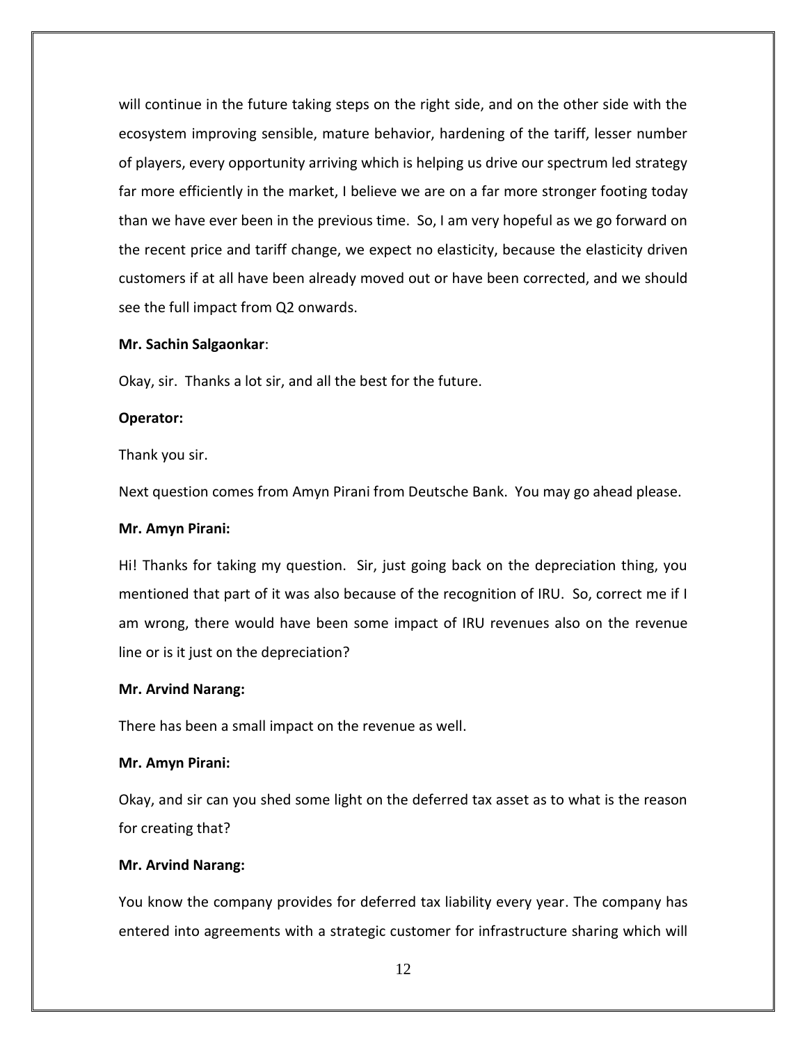will continue in the future taking steps on the right side, and on the other side with the ecosystem improving sensible, mature behavior, hardening of the tariff, lesser number of players, every opportunity arriving which is helping us drive our spectrum led strategy far more efficiently in the market, I believe we are on a far more stronger footing today than we have ever been in the previous time. So, I am very hopeful as we go forward on the recent price and tariff change, we expect no elasticity, because the elasticity driven customers if at all have been already moved out or have been corrected, and we should see the full impact from Q2 onwards.

**Mr. Sachin Salgaonkar**:

Okay, sir. Thanks a lot sir, and all the best for the future.

**Operator:**

Thank you sir.

Next question comes from Amyn Pirani from Deutsche Bank. You may go ahead please.

**Mr. Amyn Pirani:**

Hi! Thanks for taking my question. Sir, just going back on the depreciation thing, you mentioned that part of it was also because of the recognition of IRU. So, correct me if I am wrong, there would have been some impact of IRU revenues also on the revenue line or is it just on the depreciation?

**Mr. Arvind Narang:**

There has been a small impact on the revenue as well.

**Mr. Amyn Pirani:**

Okay, and sir can you shed some light on the deferred tax asset as to what is the reason for creating that?

**Mr. Arvind Narang:**

You know the company provides for deferred tax liability every year. The company has entered into agreements with a strategic customer for infrastructure sharing which will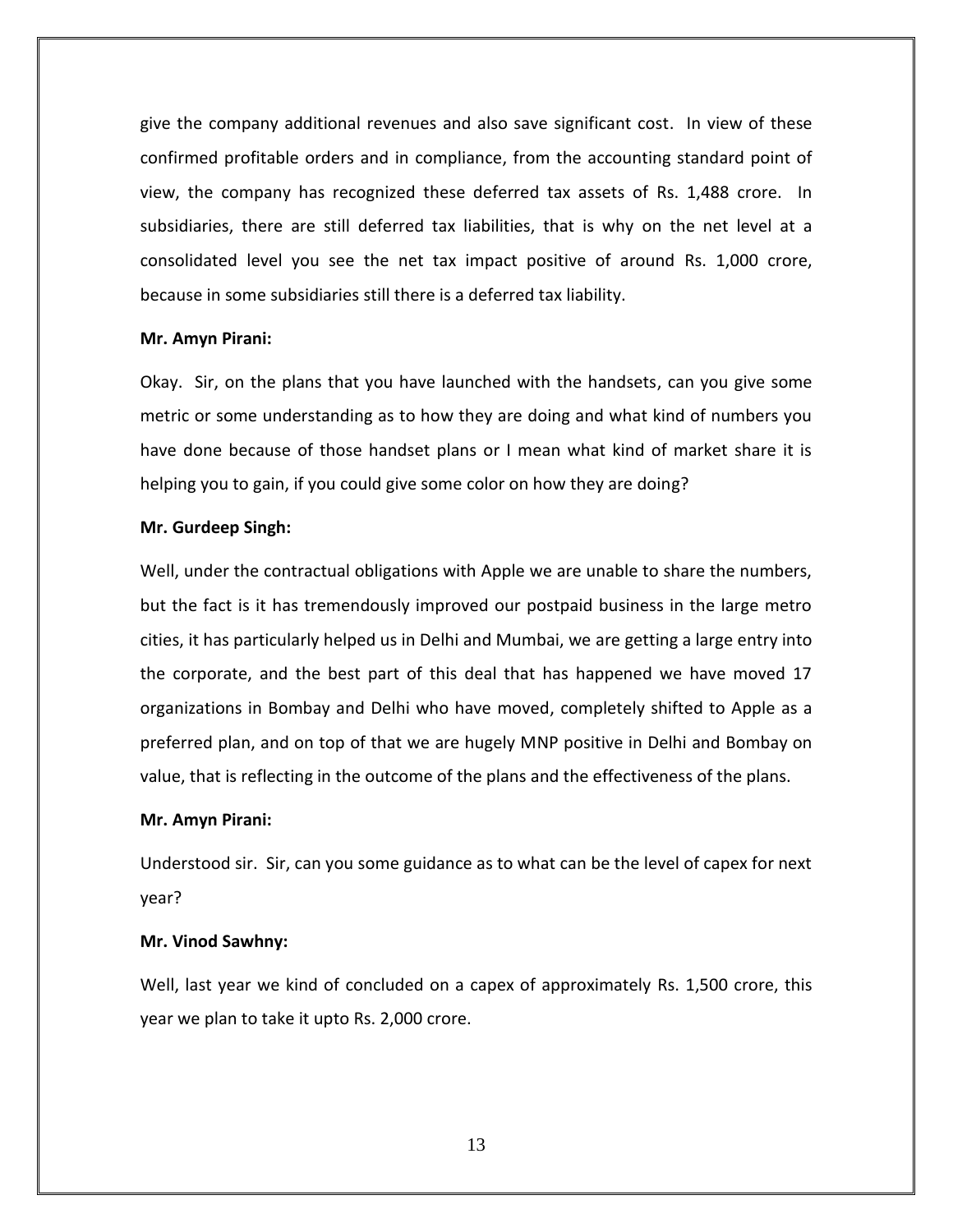give the company additional revenues and also save significant cost. In view of these confirmed profitable orders and in compliance, from the accounting standard point of view, the company has recognized these deferred tax assets of Rs. 1,488 crore. In subsidiaries, there are still deferred tax liabilities, that is why on the net level at a consolidated level you see the net tax impact positive of around Rs. 1,000 crore, because in some subsidiaries still there is a deferred tax liability.

**Mr. Amyn Pirani:**

Okay. Sir, on the plans that you have launched with the handsets, can you give some metric or some understanding as to how they are doing and what kind of numbers you have done because of those handset plans or I mean what kind of market share it is helping you to gain, if you could give some color on how they are doing?

**Mr. Gurdeep Singh:**

Well, under the contractual obligations with Apple we are unable to share the numbers, but the fact is it has tremendously improved our postpaid business in the large metro cities, it has particularly helped us in Delhi and Mumbai, we are getting a large entry into the corporate, and the best part of this deal that has happened we have moved 17 organizations in Bombay and Delhi who have moved, completely shifted to Apple as a preferred plan, and on top of that we are hugely MNP positive in Delhi and Bombay on value, that is reflecting in the outcome of the plans and the effectiveness of the plans.

**Mr. Amyn Pirani:**

Understood sir. Sir, can you some guidance as to what can be the level of capex for next year?

**Mr. Vinod Sawhny:**

Well, last year we kind of concluded on a capex of approximately Rs. 1,500 crore, this year we plan to take it upto Rs. 2,000 crore.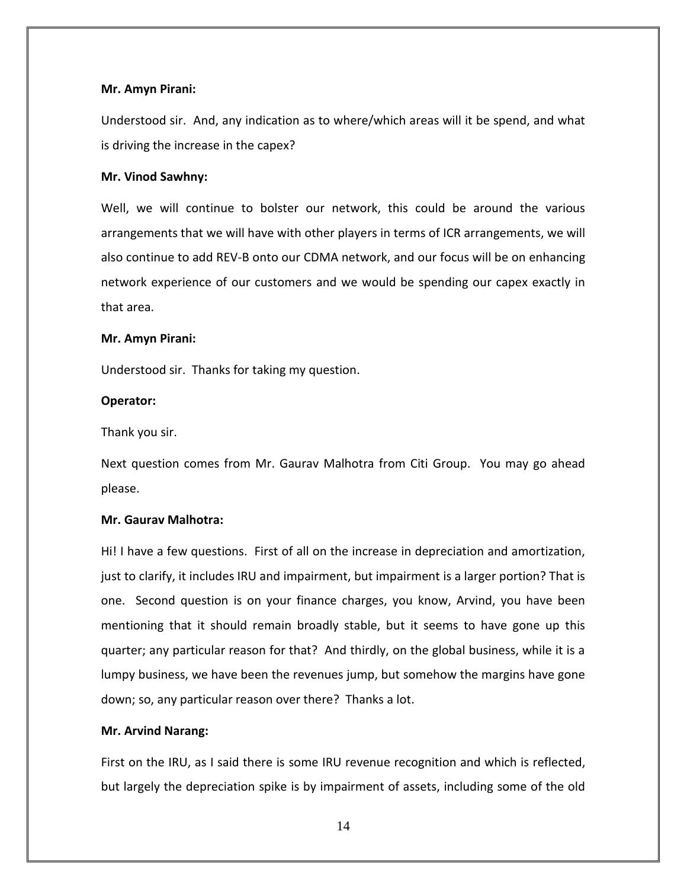**Mr. Amyn Pirani:**

Understood sir. And, any indication as to where/which areas will it be spend, and what is driving the increase in the capex?

**Mr. Vinod Sawhny:**

Well, we will continue to bolster our network, this could be around the various arrangements that we will have with other players in terms of ICR arrangements, we will also continue to add REV-B onto our CDMA network, and our focus will be on enhancing network experience of our customers and we would be spending our capex exactly in that area.

**Mr. Amyn Pirani:**

Understood sir. Thanks for taking my question.

**Operator:**

Thank you sir.

Next question comes from Mr. Gaurav Malhotra from Citi Group. You may go ahead please.

**Mr. Gaurav Malhotra:**

Hi! I have a few questions. First of all on the increase in depreciation and amortization, just to clarify, it includes IRU and impairment, but impairment is a larger portion? That is one. Second question is on your finance charges, you know, Arvind, you have been mentioning that it should remain broadly stable, but it seems to have gone up this quarter; any particular reason for that? And thirdly, on the global business, while it is a lumpy business, we have been the revenues jump, but somehow the margins have gone down; so, any particular reason over there? Thanks a lot.

**Mr. Arvind Narang:**

First on the IRU, as I said there is some IRU revenue recognition and which is reflected, but largely the depreciation spike is by impairment of assets, including some of the old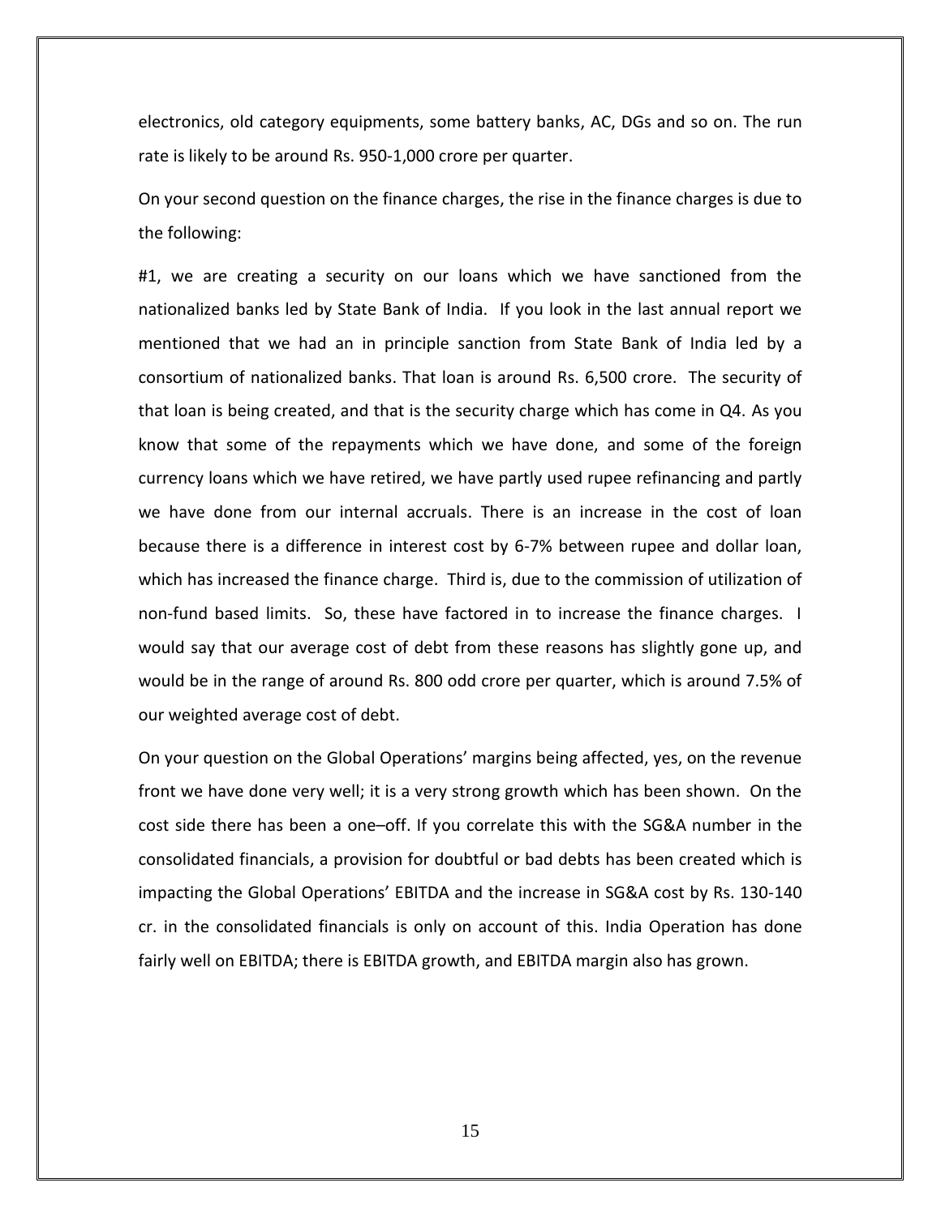electronics, old category equipments, some battery banks, AC, DGs and so on. The run rate is likely to be around Rs. 950-1,000 crore per quarter.

On your second question on the finance charges, the rise in the finance charges is due to the following:

#1, we are creating a security on our loans which we have sanctioned from the nationalized banks led by State Bank of India. If you look in the last annual report we mentioned that we had an in principle sanction from State Bank of India led by a consortium of nationalized banks. That loan is around Rs. 6,500 crore. The security of that loan is being created, and that is the security charge which has come in Q4. As you know that some of the repayments which we have done, and some of the foreign currency loans which we have retired, we have partly used rupee refinancing and partly we have done from our internal accruals. There is an increase in the cost of loan because there is a difference in interest cost by 6-7% between rupee and dollar loan, which has increased the finance charge. Third is, due to the commission of utilization of non-fund based limits. So, these have factored in to increase the finance charges. I would say that our average cost of debt from these reasons has slightly gone up, and would be in the range of around Rs. 800 odd crore per quarter, which is around 7.5% of our weighted average cost of debt.

On your question on the Global Operations' margins being affected, yes, on the revenue front we have done very well; it is a very strong growth which has been shown. On the cost side there has been a one–off. If you correlate this with the SG&A number in the consolidated financials, a provision for doubtful or bad debts has been created which is impacting the Global Operations' EBITDA and the increase in SG&A cost by Rs. 130-140 cr. in the consolidated financials is only on account of this. India Operation has done fairly well on EBITDA; there is EBITDA growth, and EBITDA margin also has grown.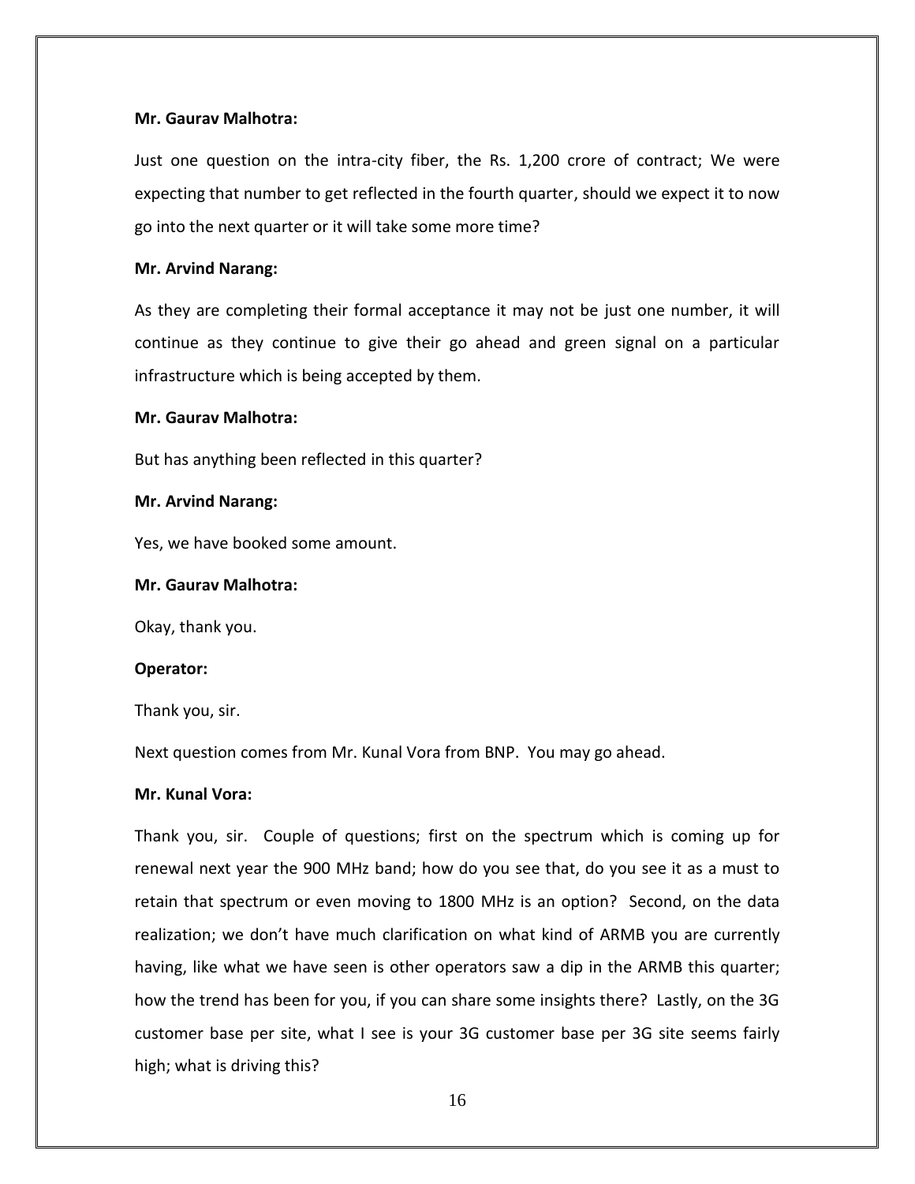**Mr. Gaurav Malhotra:**

Just one question on the intra-city fiber, the Rs. 1,200 crore of contract; We were expecting that number to get reflected in the fourth quarter, should we expect it to now go into the next quarter or it will take some more time?

**Mr. Arvind Narang:**

As they are completing their formal acceptance it may not be just one number, it will continue as they continue to give their go ahead and green signal on a particular infrastructure which is being accepted by them.

**Mr. Gaurav Malhotra:**

But has anything been reflected in this quarter?

**Mr. Arvind Narang:**

Yes, we have booked some amount.

**Mr. Gaurav Malhotra:**

Okay, thank you.

**Operator:**

Thank you, sir.

Next question comes from Mr. Kunal Vora from BNP. You may go ahead.

**Mr. Kunal Vora:**

Thank you, sir. Couple of questions; first on the spectrum which is coming up for renewal next year the 900 MHz band; how do you see that, do you see it as a must to retain that spectrum or even moving to 1800 MHz is an option? Second, on the data realization; we don't have much clarification on what kind of ARMB you are currently having, like what we have seen is other operators saw a dip in the ARMB this quarter; how the trend has been for you, if you can share some insights there? Lastly, on the 3G customer base per site, what I see is your 3G customer base per 3G site seems fairly high; what is driving this?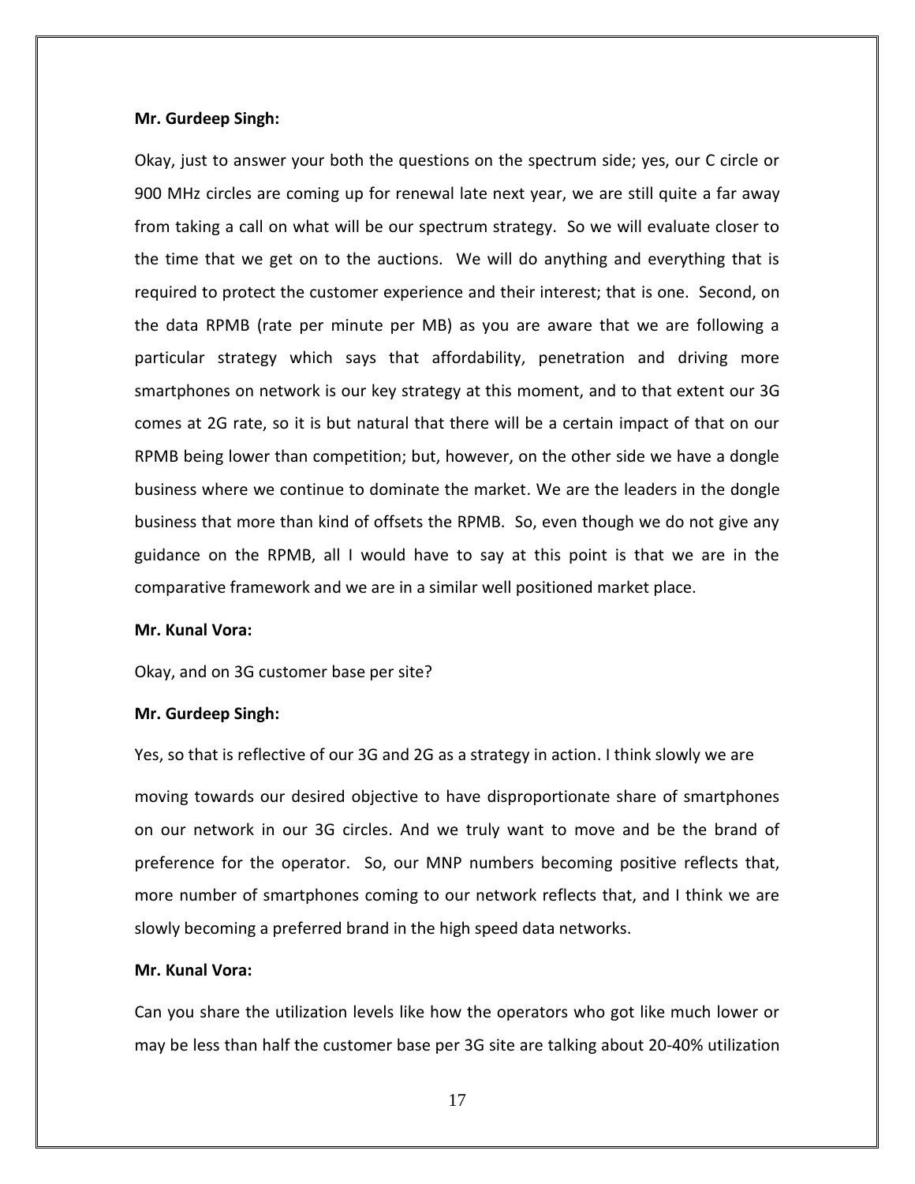**Mr. Gurdeep Singh:**

Okay, just to answer your both the questions on the spectrum side; yes, our C circle or 900 MHz circles are coming up for renewal late next year, we are still quite a far away from taking a call on what will be our spectrum strategy. So we will evaluate closer to the time that we get on to the auctions. We will do anything and everything that is required to protect the customer experience and their interest; that is one. Second, on the data RPMB (rate per minute per MB) as you are aware that we are following a particular strategy which says that affordability, penetration and driving more smartphones on network is our key strategy at this moment, and to that extent our 3G comes at 2G rate, so it is but natural that there will be a certain impact of that on our RPMB being lower than competition; but, however, on the other side we have a dongle business where we continue to dominate the market. We are the leaders in the dongle business that more than kind of offsets the RPMB. So, even though we do not give any guidance on the RPMB, all I would have to say at this point is that we are in the comparative framework and we are in a similar well positioned market place.

**Mr. Kunal Vora:**

Okay, and on 3G customer base per site?

**Mr. Gurdeep Singh:**

Yes, so that is reflective of our 3G and 2G as a strategy in action. I think slowly we are moving towards our desired objective to have disproportionate share of smartphones on our network in our 3G circles. And we truly want to move and be the brand of preference for the operator. So, our MNP numbers becoming positive reflects that, more number of smartphones coming to our network reflects that, and I think we are slowly becoming a preferred brand in the high speed data networks.

**Mr. Kunal Vora:**

Can you share the utilization levels like how the operators who got like much lower or may be less than half the customer base per 3G site are talking about 20-40% utilization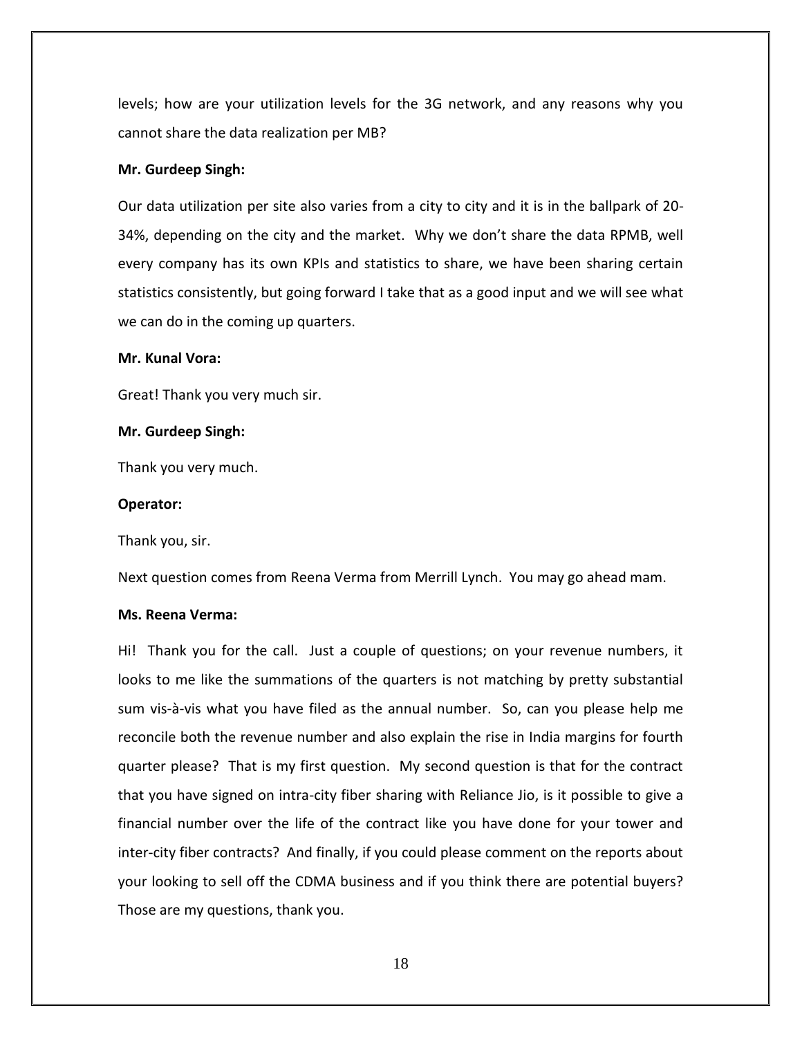levels; how are your utilization levels for the 3G network, and any reasons why you cannot share the data realization per MB?

**Mr. Gurdeep Singh:**

Our data utilization per site also varies from a city to city and it is in the ballpark of 20-34%, depending on the city and the market. Why we don't share the data RPMB, well every company has its own KPIs and statistics to share, we have been sharing certain statistics consistently, but going forward I take that as a good input and we will see what we can do in the coming up quarters.

**Mr. Kunal Vora:**

Great! Thank you very much sir.

**Mr. Gurdeep Singh:**

Thank you very much.

**Operator:**

Thank you, sir.

Next question comes from Reena Verma from Merrill Lynch. You may go ahead mam.

**Ms. Reena Verma:**

Hi! Thank you for the call. Just a couple of questions; on your revenue numbers, it looks to me like the summations of the quarters is not matching by pretty substantial sum vis-à-vis what you have filed as the annual number. So, can you please help me reconcile both the revenue number and also explain the rise in India margins for fourth quarter please? That is my first question. My second question is that for the contract that you have signed on intra-city fiber sharing with Reliance Jio, is it possible to give a financial number over the life of the contract like you have done for your tower and inter-city fiber contracts? And finally, if you could please comment on the reports about your looking to sell off the CDMA business and if you think there are potential buyers? Those are my questions, thank you.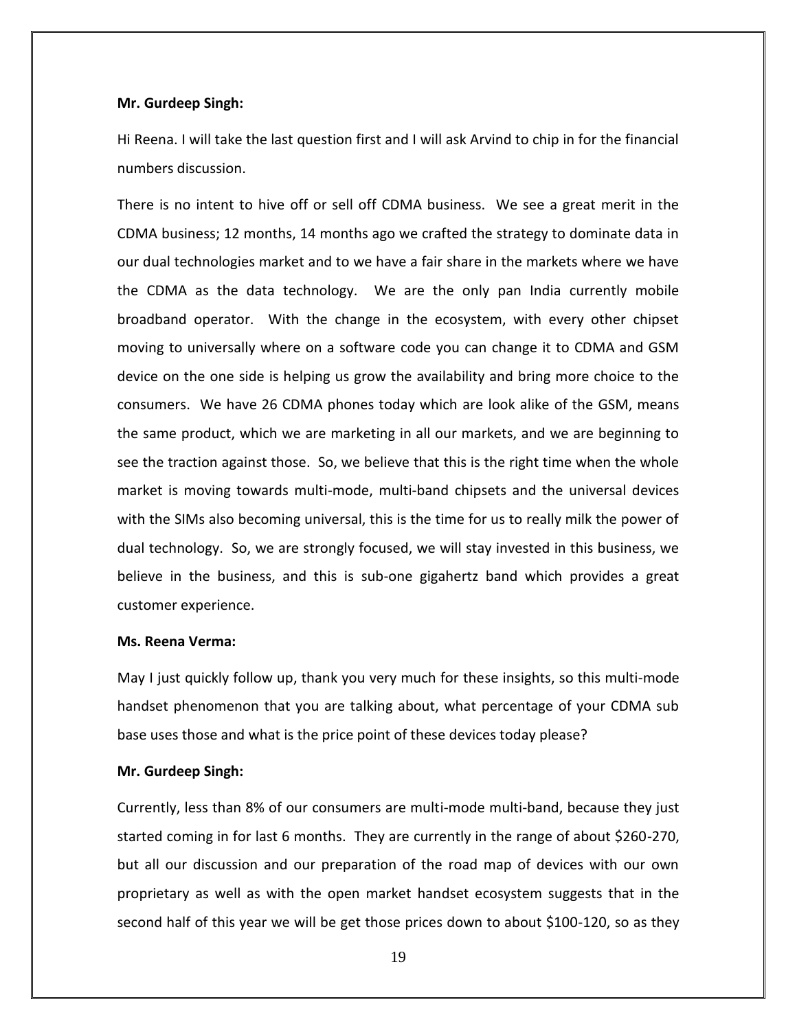**Mr. Gurdeep Singh:**

Hi Reena. I will take the last question first and I will ask Arvind to chip in for the financial numbers discussion.

There is no intent to hive off or sell off CDMA business. We see a great merit in the CDMA business; 12 months, 14 months ago we crafted the strategy to dominate data in our dual technologies market and to we have a fair share in the markets where we have the CDMA as the data technology. We are the only pan India currently mobile broadband operator. With the change in the ecosystem, with every other chipset moving to universally where on a software code you can change it to CDMA and GSM device on the one side is helping us grow the availability and bring more choice to the consumers. We have 26 CDMA phones today which are look alike of the GSM, means the same product, which we are marketing in all our markets, and we are beginning to see the traction against those. So, we believe that this is the right time when the whole market is moving towards multi-mode, multi-band chipsets and the universal devices with the SIMs also becoming universal, this is the time for us to really milk the power of dual technology. So, we are strongly focused, we will stay invested in this business, we believe in the business, and this is sub-one gigahertz band which provides a great customer experience.

**Ms. Reena Verma:**

May I just quickly follow up, thank you very much for these insights, so this multi-mode handset phenomenon that you are talking about, what percentage of your CDMA sub base uses those and what is the price point of these devices today please?

**Mr. Gurdeep Singh:**

Currently, less than 8% of our consumers are multi-mode multi-band, because they just started coming in for last 6 months. They are currently in the range of about $260-270, but all our discussion and our preparation of the road map of devices with our own proprietary as well as with the open market handset ecosystem suggests that in the second half of this year we will be get those prices down to about $100-120, so as they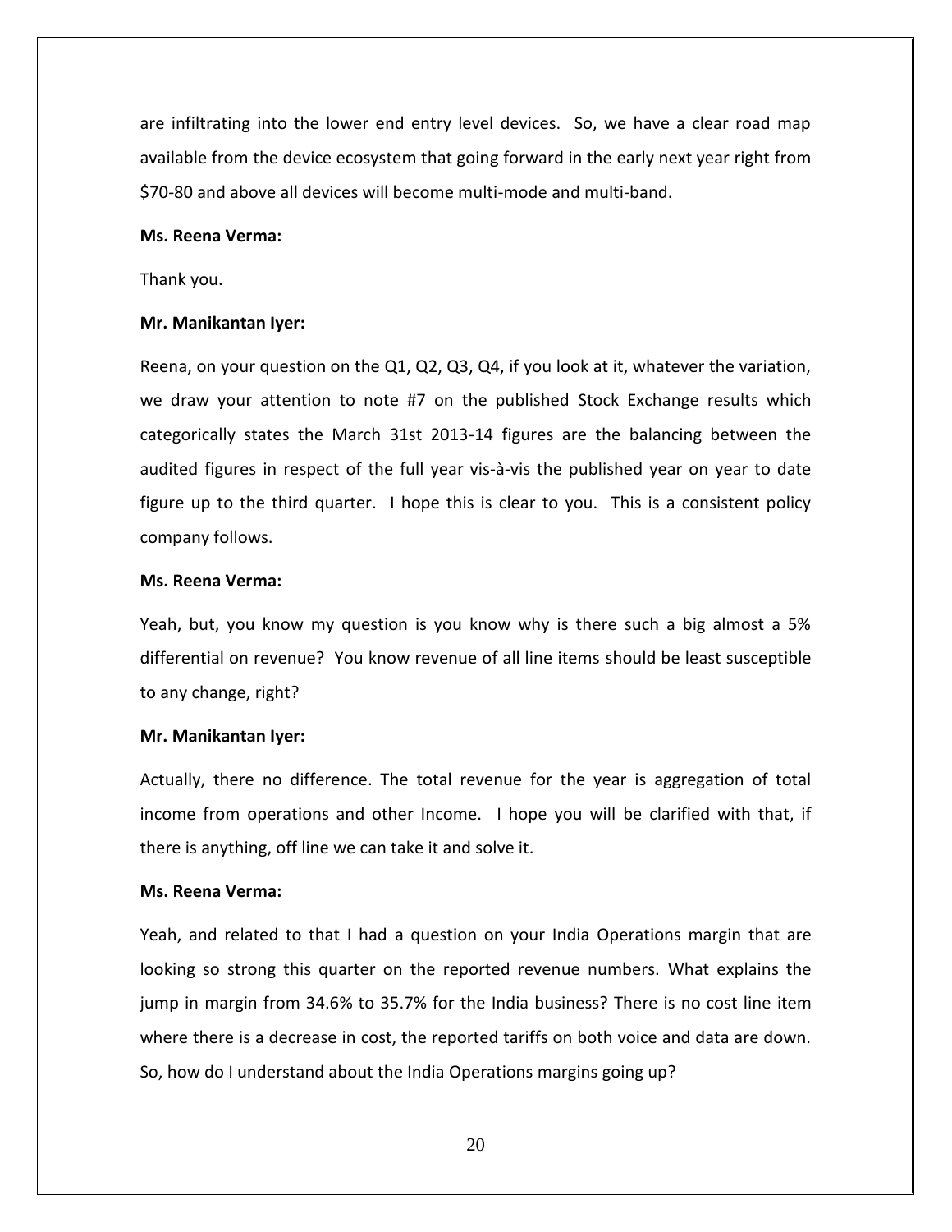are infiltrating into the lower end entry level devices. So, we have a clear road map available from the device ecosystem that going forward in the early next year right from $70-80 and above all devices will become multi-mode and multi-band.

**Ms. Reena Verma:**

Thank you.

**Mr. Manikantan Iyer:**

Reena, on your question on the Q1, Q2, Q3, Q4, if you look at it, whatever the variation, we draw your attention to note #7 on the published Stock Exchange results which categorically states the March 31st 2013-14 figures are the balancing between the audited figures in respect of the full year vis-à-vis the published year on year to date figure up to the third quarter. I hope this is clear to you. This is a consistent policy company follows.

**Ms. Reena Verma:**

Yeah, but, you know my question is you know why is there such a big almost a 5% differential on revenue? You know revenue of all line items should be least susceptible to any change, right?

**Mr. Manikantan Iyer:**

Actually, there no difference. The total revenue for the year is aggregation of total income from operations and other Income. I hope you will be clarified with that, if there is anything, off line we can take it and solve it.

**Ms. Reena Verma:**

Yeah, and related to that I had a question on your India Operations margin that are looking so strong this quarter on the reported revenue numbers. What explains the jump in margin from 34.6% to 35.7% for the India business? There is no cost line item where there is a decrease in cost, the reported tariffs on both voice and data are down. So, how do I understand about the India Operations margins going up?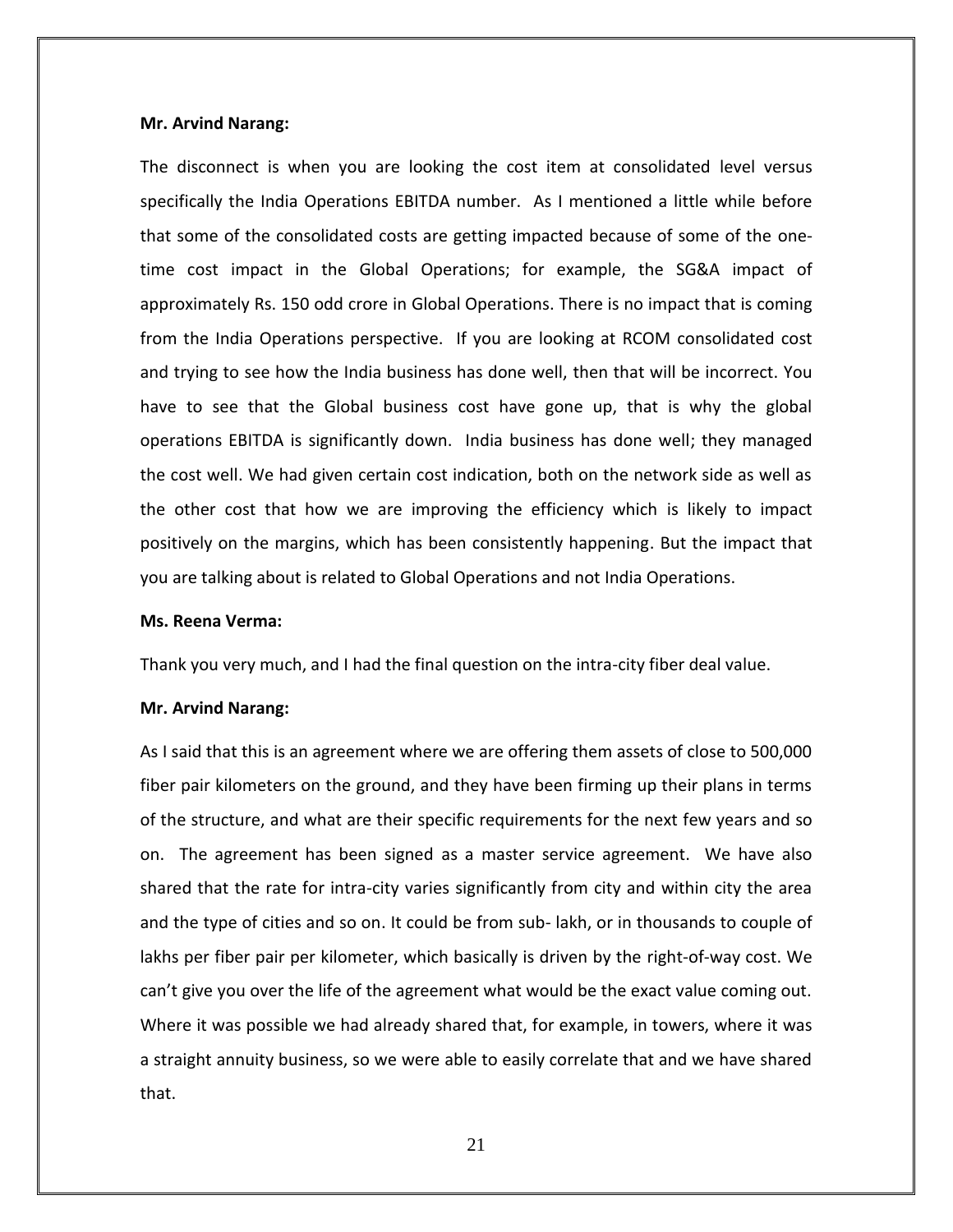**Mr. Arvind Narang:**

The disconnect is when you are looking the cost item at consolidated level versus specifically the India Operations EBITDA number. As I mentioned a little while before that some of the consolidated costs are getting impacted because of some of the one-time cost impact in the Global Operations; for example, the SG&A impact of approximately Rs. 150 odd crore in Global Operations. There is no impact that is coming from the India Operations perspective. If you are looking at RCOM consolidated cost and trying to see how the India business has done well, then that will be incorrect. You have to see that the Global business cost have gone up, that is why the global operations EBITDA is significantly down. India business has done well; they managed the cost well. We had given certain cost indication, both on the network side as well as the other cost that how we are improving the efficiency which is likely to impact positively on the margins, which has been consistently happening. But the impact that you are talking about is related to Global Operations and not India Operations.

**Ms. Reena Verma:**

Thank you very much, and I had the final question on the intra-city fiber deal value.

**Mr. Arvind Narang:**

As I said that this is an agreement where we are offering them assets of close to 500,000 fiber pair kilometers on the ground, and they have been firming up their plans in terms of the structure, and what are their specific requirements for the next few years and so on. The agreement has been signed as a master service agreement. We have also shared that the rate for intra-city varies significantly from city and within city the area and the type of cities and so on. It could be from sub- lakh, or in thousands to couple of lakhs per fiber pair per kilometer, which basically is driven by the right-of-way cost. We can't give you over the life of the agreement what would be the exact value coming out. Where it was possible we had already shared that, for example, in towers, where it was a straight annuity business, so we were able to easily correlate that and we have shared that.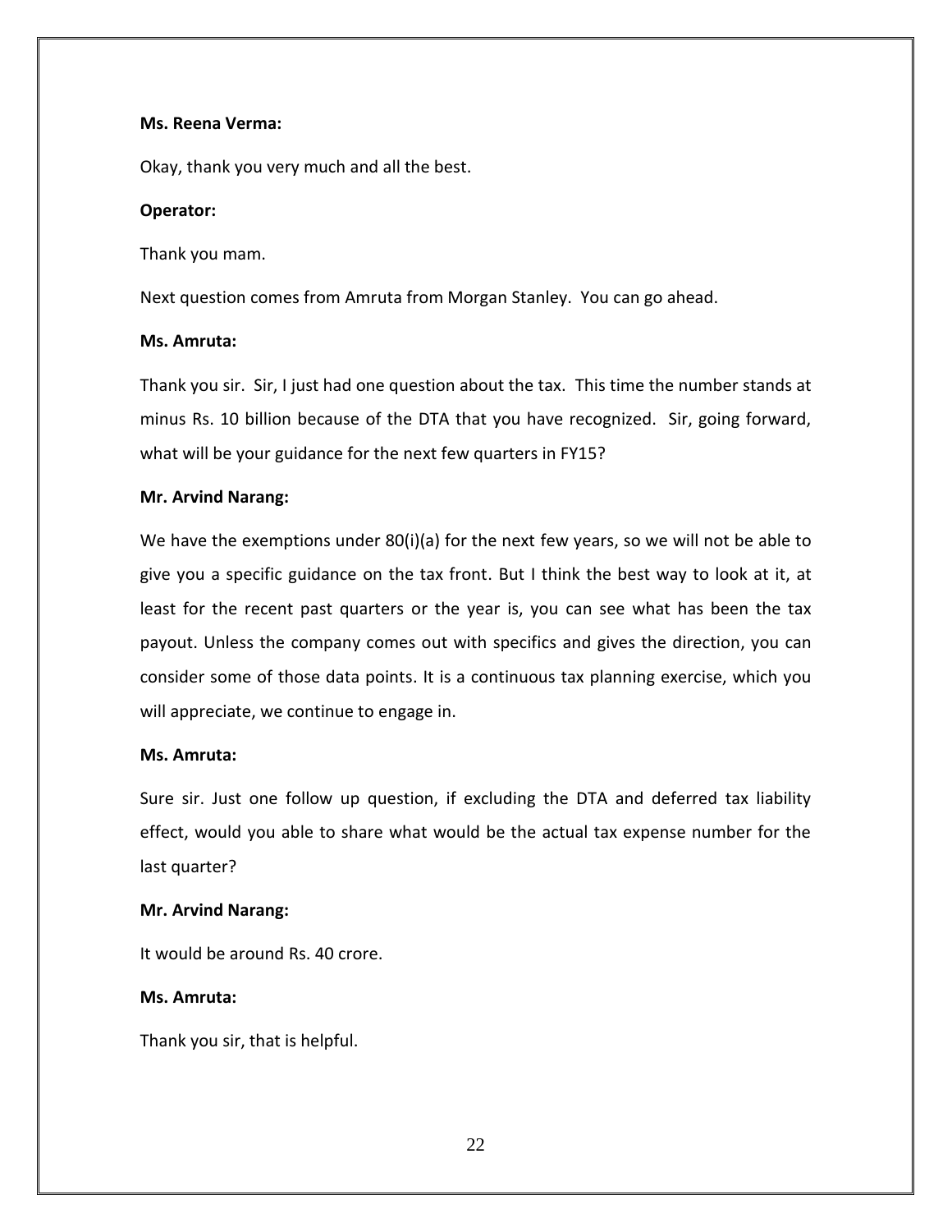**Ms. Reena Verma:**

Okay, thank you very much and all the best.

**Operator:**

Thank you mam.

Next question comes from Amruta from Morgan Stanley. You can go ahead.

**Ms. Amruta:**

Thank you sir. Sir, I just had one question about the tax. This time the number stands at minus Rs. 10 billion because of the DTA that you have recognized. Sir, going forward, what will be your guidance for the next few quarters in FY15?

**Mr. Arvind Narang:**

We have the exemptions under 80(i)(a) for the next few years, so we will not be able to give you a specific guidance on the tax front. But I think the best way to look at it, at least for the recent past quarters or the year is, you can see what has been the tax payout. Unless the company comes out with specifics and gives the direction, you can consider some of those data points. It is a continuous tax planning exercise, which you will appreciate, we continue to engage in.

**Ms. Amruta:**

Sure sir. Just one follow up question, if excluding the DTA and deferred tax liability effect, would you able to share what would be the actual tax expense number for the last quarter?

**Mr. Arvind Narang:**

It would be around Rs. 40 crore.

**Ms. Amruta:**

Thank you sir, that is helpful.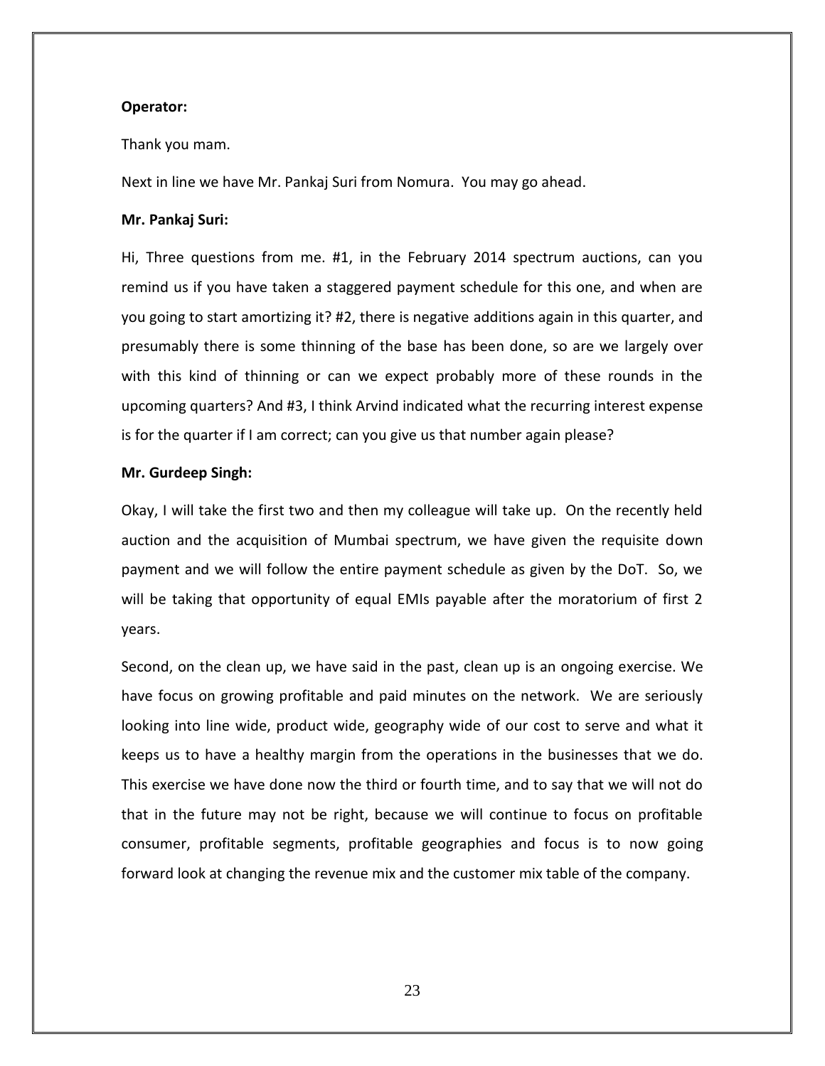**Operator:**

Thank you mam.

Next in line we have Mr. Pankaj Suri from Nomura. You may go ahead.

**Mr. Pankaj Suri:**

Hi, Three questions from me. #1, in the February 2014 spectrum auctions, can you remind us if you have taken a staggered payment schedule for this one, and when are you going to start amortizing it? #2, there is negative additions again in this quarter, and presumably there is some thinning of the base has been done, so are we largely over with this kind of thinning or can we expect probably more of these rounds in the upcoming quarters? And #3, I think Arvind indicated what the recurring interest expense is for the quarter if I am correct; can you give us that number again please?

**Mr. Gurdeep Singh:**

Okay, I will take the first two and then my colleague will take up. On the recently held auction and the acquisition of Mumbai spectrum, we have given the requisite down payment and we will follow the entire payment schedule as given by the DoT. So, we will be taking that opportunity of equal EMIs payable after the moratorium of first 2 years.

Second, on the clean up, we have said in the past, clean up is an ongoing exercise. We have focus on growing profitable and paid minutes on the network. We are seriously looking into line wide, product wide, geography wide of our cost to serve and what it keeps us to have a healthy margin from the operations in the businesses that we do. This exercise we have done now the third or fourth time, and to say that we will not do that in the future may not be right, because we will continue to focus on profitable consumer, profitable segments, profitable geographies and focus is to now going forward look at changing the revenue mix and the customer mix table of the company.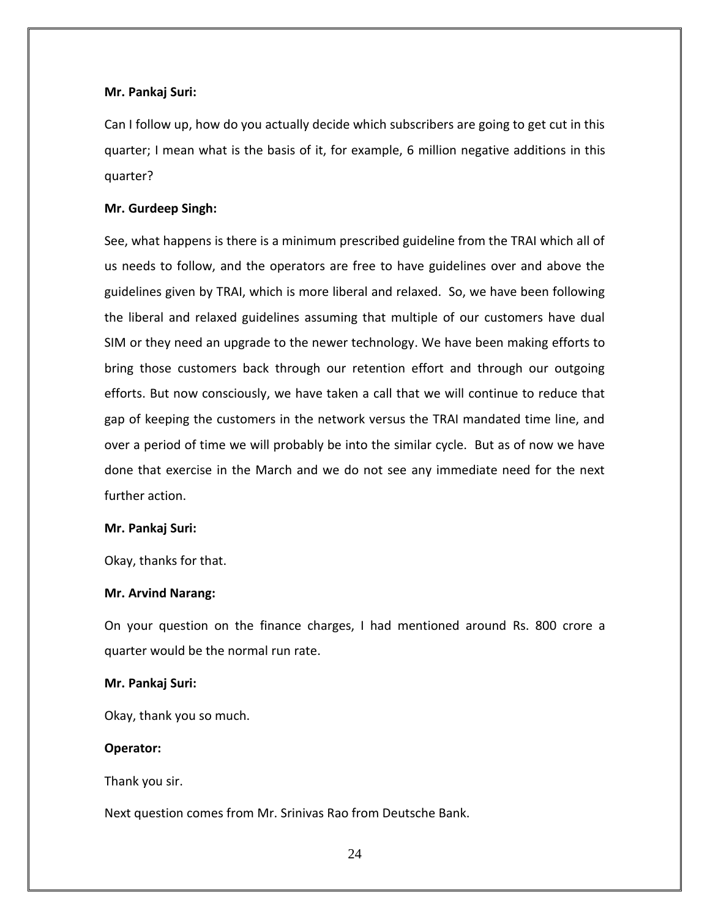**Mr. Pankaj Suri:**

Can I follow up, how do you actually decide which subscribers are going to get cut in this quarter; I mean what is the basis of it, for example, 6 million negative additions in this quarter?

**Mr. Gurdeep Singh:**

See, what happens is there is a minimum prescribed guideline from the TRAI which all of us needs to follow, and the operators are free to have guidelines over and above the guidelines given by TRAI, which is more liberal and relaxed. So, we have been following the liberal and relaxed guidelines assuming that multiple of our customers have dual SIM or they need an upgrade to the newer technology. We have been making efforts to bring those customers back through our retention effort and through our outgoing efforts. But now consciously, we have taken a call that we will continue to reduce that gap of keeping the customers in the network versus the TRAI mandated time line, and over a period of time we will probably be into the similar cycle. But as of now we have done that exercise in the March and we do not see any immediate need for the next further action.

**Mr. Pankaj Suri:**

Okay, thanks for that.

**Mr. Arvind Narang:**

On your question on the finance charges, I had mentioned around Rs. 800 crore a quarter would be the normal run rate.

**Mr. Pankaj Suri:**

Okay, thank you so much.

**Operator:**

Thank you sir.

Next question comes from Mr. Srinivas Rao from Deutsche Bank.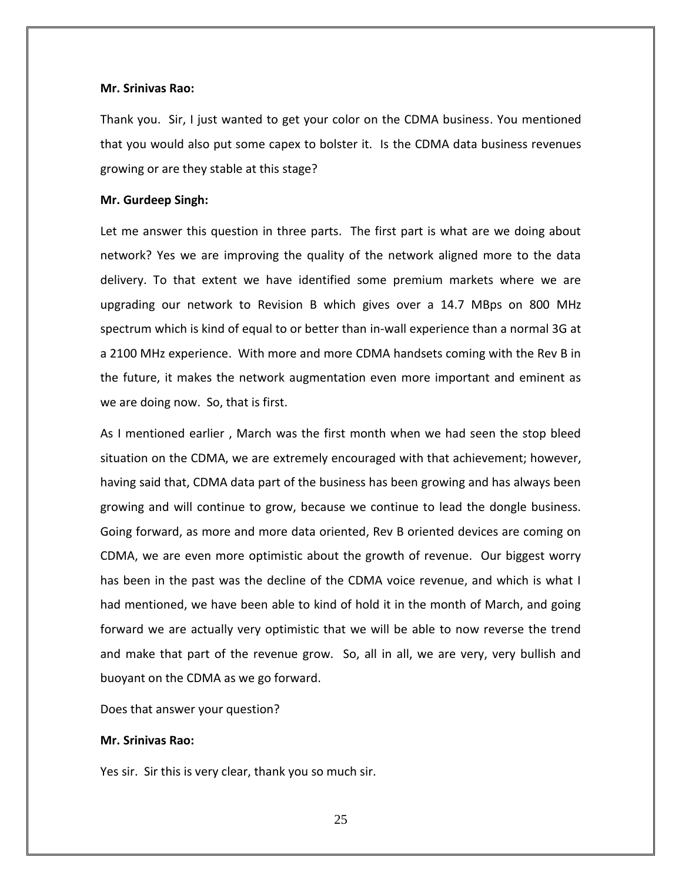**Mr. Srinivas Rao:**

Thank you. Sir, I just wanted to get your color on the CDMA business. You mentioned that you would also put some capex to bolster it. Is the CDMA data business revenues growing or are they stable at this stage?

**Mr. Gurdeep Singh:**

Let me answer this question in three parts. The first part is what are we doing about network? Yes we are improving the quality of the network aligned more to the data delivery. To that extent we have identified some premium markets where we are upgrading our network to Revision B which gives over a 14.7 MBps on 800 MHz spectrum which is kind of equal to or better than in-wall experience than a normal 3G at a 2100 MHz experience. With more and more CDMA handsets coming with the Rev B in the future, it makes the network augmentation even more important and eminent as we are doing now. So, that is first.

As I mentioned earlier , March was the first month when we had seen the stop bleed situation on the CDMA, we are extremely encouraged with that achievement; however, having said that, CDMA data part of the business has been growing and has always been growing and will continue to grow, because we continue to lead the dongle business. Going forward, as more and more data oriented, Rev B oriented devices are coming on CDMA, we are even more optimistic about the growth of revenue. Our biggest worry has been in the past was the decline of the CDMA voice revenue, and which is what I had mentioned, we have been able to kind of hold it in the month of March, and going forward we are actually very optimistic that we will be able to now reverse the trend and make that part of the revenue grow. So, all in all, we are very, very bullish and buoyant on the CDMA as we go forward.

Does that answer your question?

**Mr. Srinivas Rao:**

Yes sir. Sir this is very clear, thank you so much sir.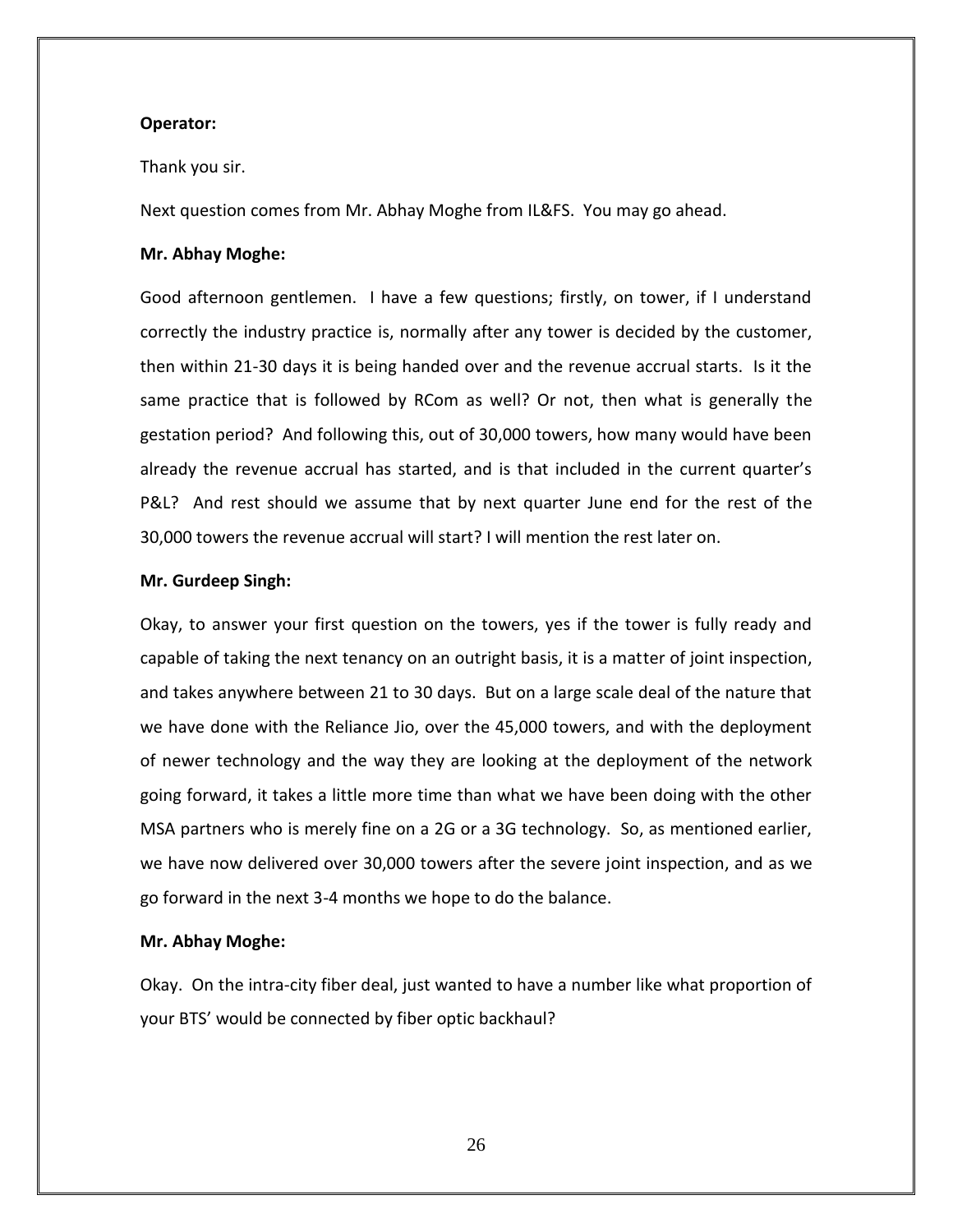**Operator:**

Thank you sir.

Next question comes from Mr. Abhay Moghe from IL&FS. You may go ahead.

**Mr. Abhay Moghe:**

Good afternoon gentlemen. I have a few questions; firstly, on tower, if I understand correctly the industry practice is, normally after any tower is decided by the customer, then within 21-30 days it is being handed over and the revenue accrual starts. Is it the same practice that is followed by RCom as well? Or not, then what is generally the gestation period? And following this, out of 30,000 towers, how many would have been already the revenue accrual has started, and is that included in the current quarter's P&L? And rest should we assume that by next quarter June end for the rest of the 30,000 towers the revenue accrual will start? I will mention the rest later on.

**Mr. Gurdeep Singh:**

Okay, to answer your first question on the towers, yes if the tower is fully ready and capable of taking the next tenancy on an outright basis, it is a matter of joint inspection, and takes anywhere between 21 to 30 days. But on a large scale deal of the nature that we have done with the Reliance Jio, over the 45,000 towers, and with the deployment of newer technology and the way they are looking at the deployment of the network going forward, it takes a little more time than what we have been doing with the other MSA partners who is merely fine on a 2G or a 3G technology. So, as mentioned earlier, we have now delivered over 30,000 towers after the severe joint inspection, and as we go forward in the next 3-4 months we hope to do the balance.

**Mr. Abhay Moghe:**

Okay. On the intra-city fiber deal, just wanted to have a number like what proportion of your BTS' would be connected by fiber optic backhaul?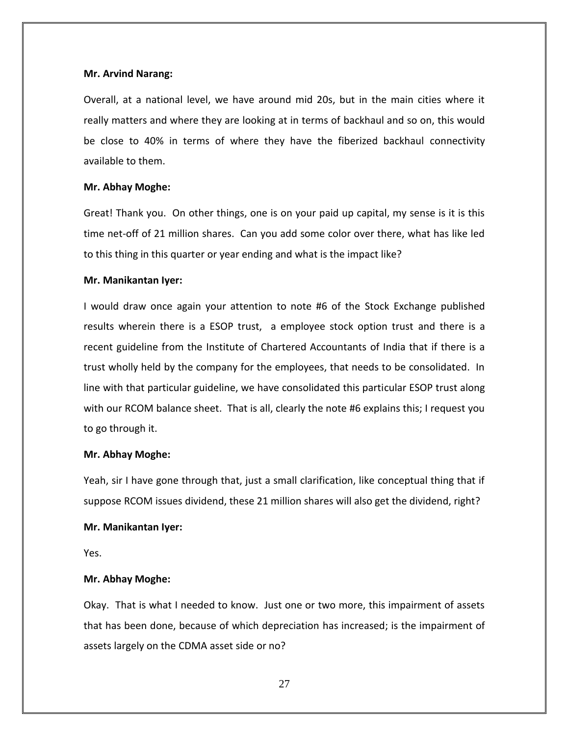**Mr. Arvind Narang:**

Overall, at a national level, we have around mid 20s, but in the main cities where it really matters and where they are looking at in terms of backhaul and so on, this would be close to 40% in terms of where they have the fiberized backhaul connectivity available to them.

**Mr. Abhay Moghe:**

Great! Thank you. On other things, one is on your paid up capital, my sense is it is this time net-off of 21 million shares. Can you add some color over there, what has like led to this thing in this quarter or year ending and what is the impact like?

**Mr. Manikantan Iyer:**

I would draw once again your attention to note #6 of the Stock Exchange published results wherein there is a ESOP trust, a employee stock option trust and there is a recent guideline from the Institute of Chartered Accountants of India that if there is a trust wholly held by the company for the employees, that needs to be consolidated. In line with that particular guideline, we have consolidated this particular ESOP trust along with our RCOM balance sheet. That is all, clearly the note #6 explains this; I request you to go through it.

**Mr. Abhay Moghe:**

Yeah, sir I have gone through that, just a small clarification, like conceptual thing that if suppose RCOM issues dividend, these 21 million shares will also get the dividend, right?

**Mr. Manikantan Iyer:**

Yes.

**Mr. Abhay Moghe:**

Okay. That is what I needed to know. Just one or two more, this impairment of assets that has been done, because of which depreciation has increased; is the impairment of assets largely on the CDMA asset side or no?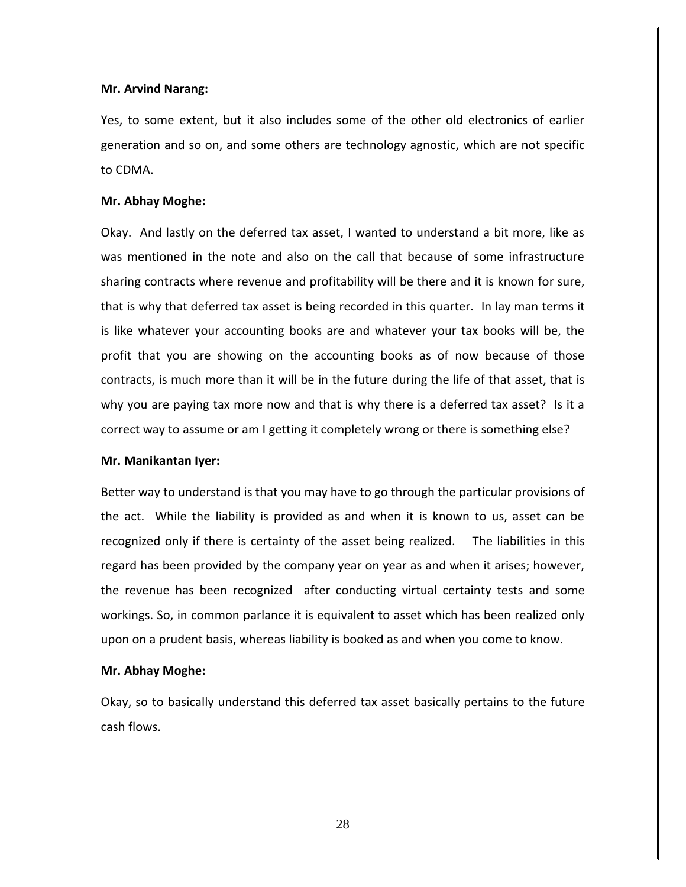**Mr. Arvind Narang:**

Yes, to some extent, but it also includes some of the other old electronics of earlier generation and so on, and some others are technology agnostic, which are not specific to CDMA.

**Mr. Abhay Moghe:**

Okay. And lastly on the deferred tax asset, I wanted to understand a bit more, like as was mentioned in the note and also on the call that because of some infrastructure sharing contracts where revenue and profitability will be there and it is known for sure, that is why that deferred tax asset is being recorded in this quarter. In lay man terms it is like whatever your accounting books are and whatever your tax books will be, the profit that you are showing on the accounting books as of now because of those contracts, is much more than it will be in the future during the life of that asset, that is why you are paying tax more now and that is why there is a deferred tax asset? Is it a correct way to assume or am I getting it completely wrong or there is something else?

**Mr. Manikantan Iyer:**

Better way to understand is that you may have to go through the particular provisions of the act. While the liability is provided as and when it is known to us, asset can be recognized only if there is certainty of the asset being realized. The liabilities in this regard has been provided by the company year on year as and when it arises; however, the revenue has been recognized after conducting virtual certainty tests and some workings. So, in common parlance it is equivalent to asset which has been realized only upon on a prudent basis, whereas liability is booked as and when you come to know.

**Mr. Abhay Moghe:**

Okay, so to basically understand this deferred tax asset basically pertains to the future cash flows.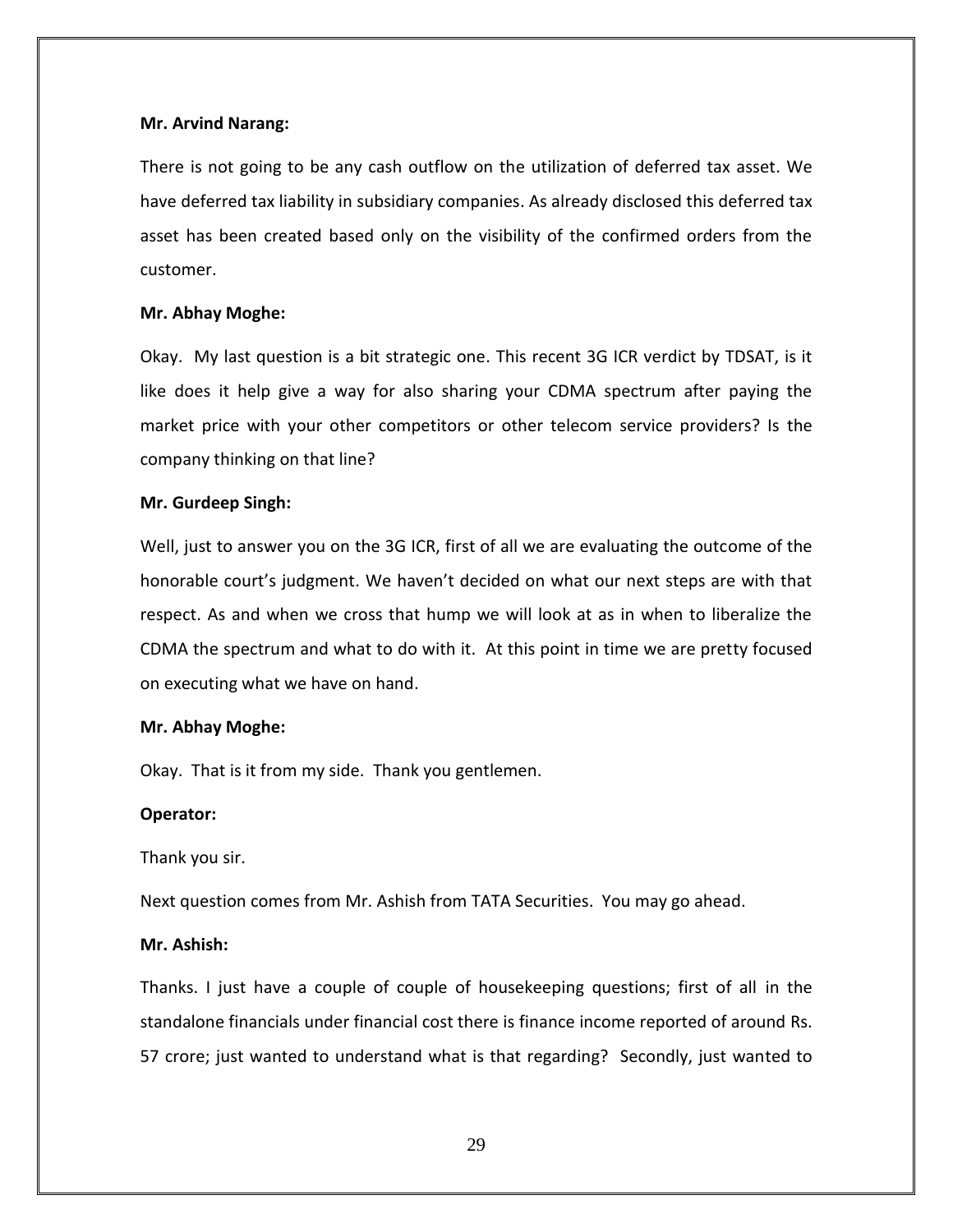**Mr. Arvind Narang:**

There is not going to be any cash outflow on the utilization of deferred tax asset. We have deferred tax liability in subsidiary companies. As already disclosed this deferred tax asset has been created based only on the visibility of the confirmed orders from the customer.

**Mr. Abhay Moghe:**

Okay. My last question is a bit strategic one. This recent 3G ICR verdict by TDSAT, is it like does it help give a way for also sharing your CDMA spectrum after paying the market price with your other competitors or other telecom service providers? Is the company thinking on that line?

**Mr. Gurdeep Singh:**

Well, just to answer you on the 3G ICR, first of all we are evaluating the outcome of the honorable court's judgment. We haven't decided on what our next steps are with that respect. As and when we cross that hump we will look at as in when to liberalize the CDMA the spectrum and what to do with it. At this point in time we are pretty focused on executing what we have on hand.

**Mr. Abhay Moghe:**

Okay. That is it from my side. Thank you gentlemen.

**Operator:**

Thank you sir.

Next question comes from Mr. Ashish from TATA Securities. You may go ahead.

**Mr. Ashish:**

Thanks. I just have a couple of couple of housekeeping questions; first of all in the standalone financials under financial cost there is finance income reported of around Rs. 57 crore; just wanted to understand what is that regarding? Secondly, just wanted to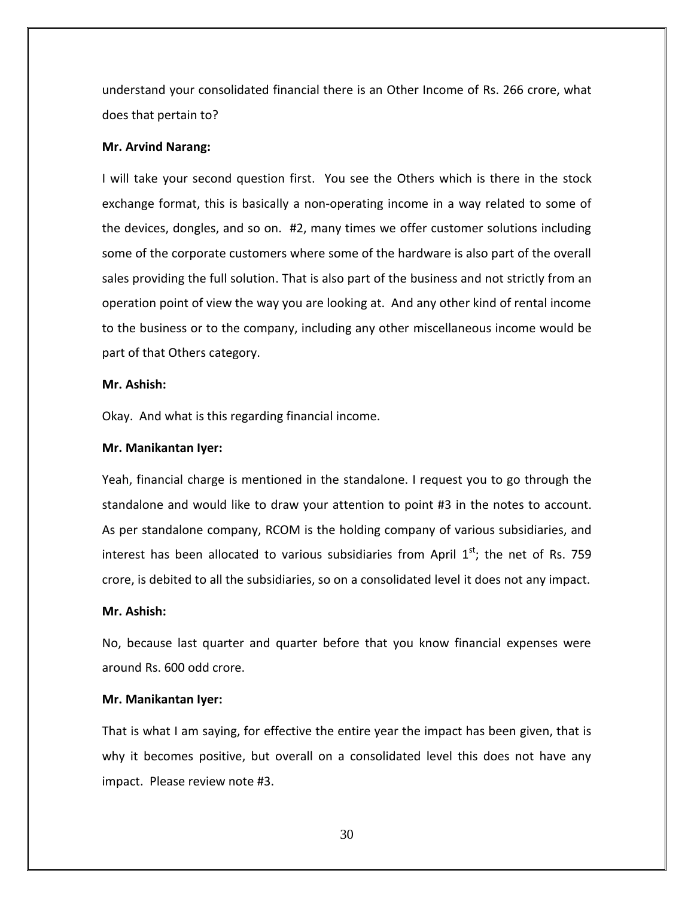understand your consolidated financial there is an Other Income of Rs. 266 crore, what does that pertain to?

**Mr. Arvind Narang:**

I will take your second question first. You see the Others which is there in the stock exchange format, this is basically a non-operating income in a way related to some of the devices, dongles, and so on. #2, many times we offer customer solutions including some of the corporate customers where some of the hardware is also part of the overall sales providing the full solution. That is also part of the business and not strictly from an operation point of view the way you are looking at. And any other kind of rental income to the business or to the company, including any other miscellaneous income would be part of that Others category.

**Mr. Ashish:**

Okay. And what is this regarding financial income.

**Mr. Manikantan Iyer:**

Yeah, financial charge is mentioned in the standalone. I request you to go through the standalone and would like to draw your attention to point #3 in the notes to account. As per standalone company, RCOM is the holding company of various subsidiaries, and interest has been allocated to various subsidiaries from April 1st; the net of Rs. 759 crore, is debited to all the subsidiaries, so on a consolidated level it does not any impact.

**Mr. Ashish:**

No, because last quarter and quarter before that you know financial expenses were around Rs. 600 odd crore.

**Mr. Manikantan Iyer:**

That is what I am saying, for effective the entire year the impact has been given, that is why it becomes positive, but overall on a consolidated level this does not have any impact. Please review note #3.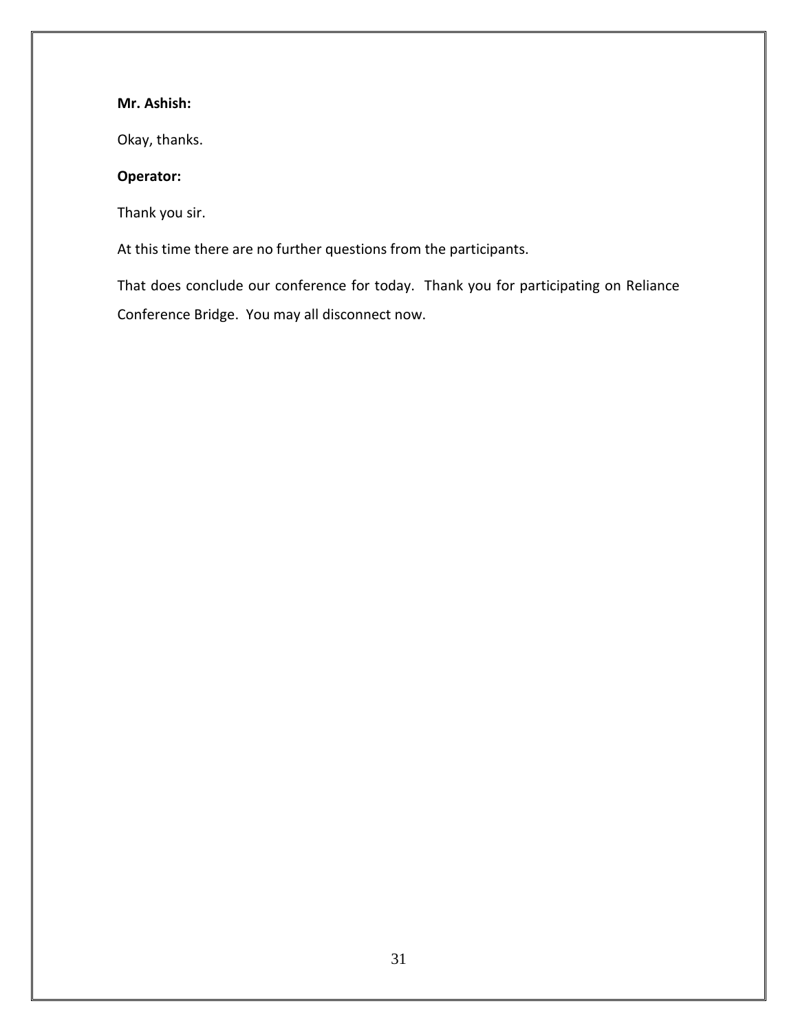**Mr. Ashish:**

Okay, thanks.

**Operator:**

Thank you sir.

At this time there are no further questions from the participants.

That does conclude our conference for today. Thank you for participating on Reliance Conference Bridge. You may all disconnect now.